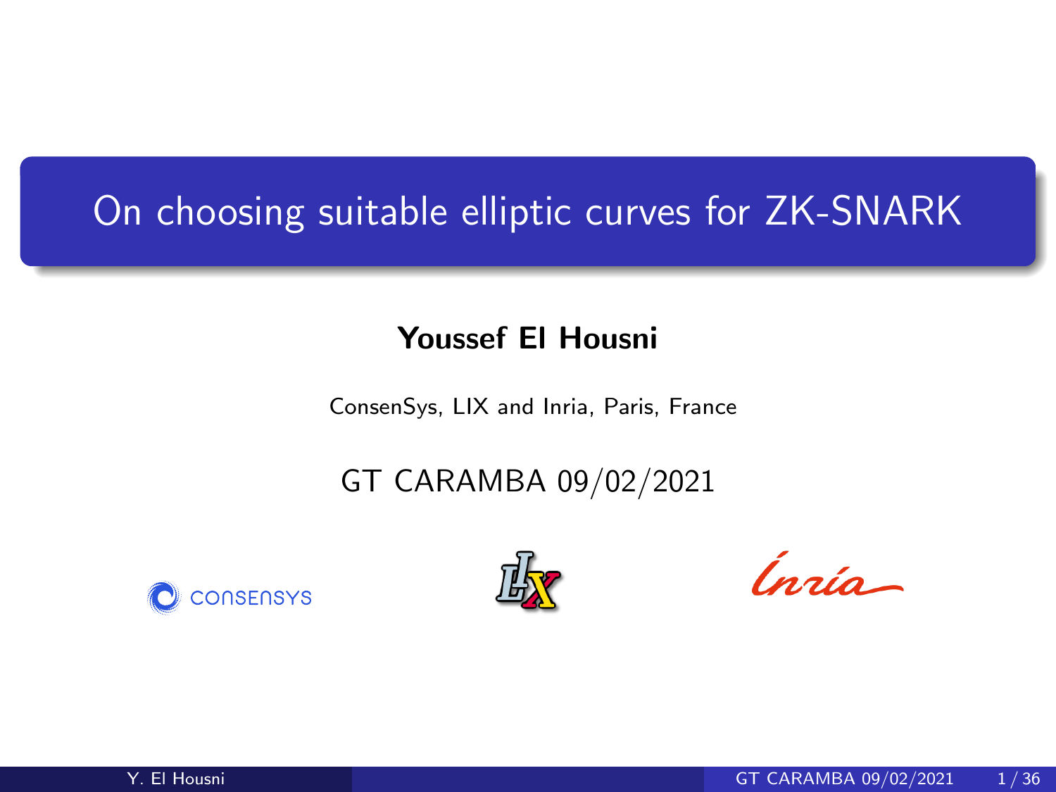# On choosing suitable elliptic curves for ZK-SNARK

**Youssef El Housni**

ConsenSys, LIX and Inria, Paris, France

GT CARAMBA 09/02/2021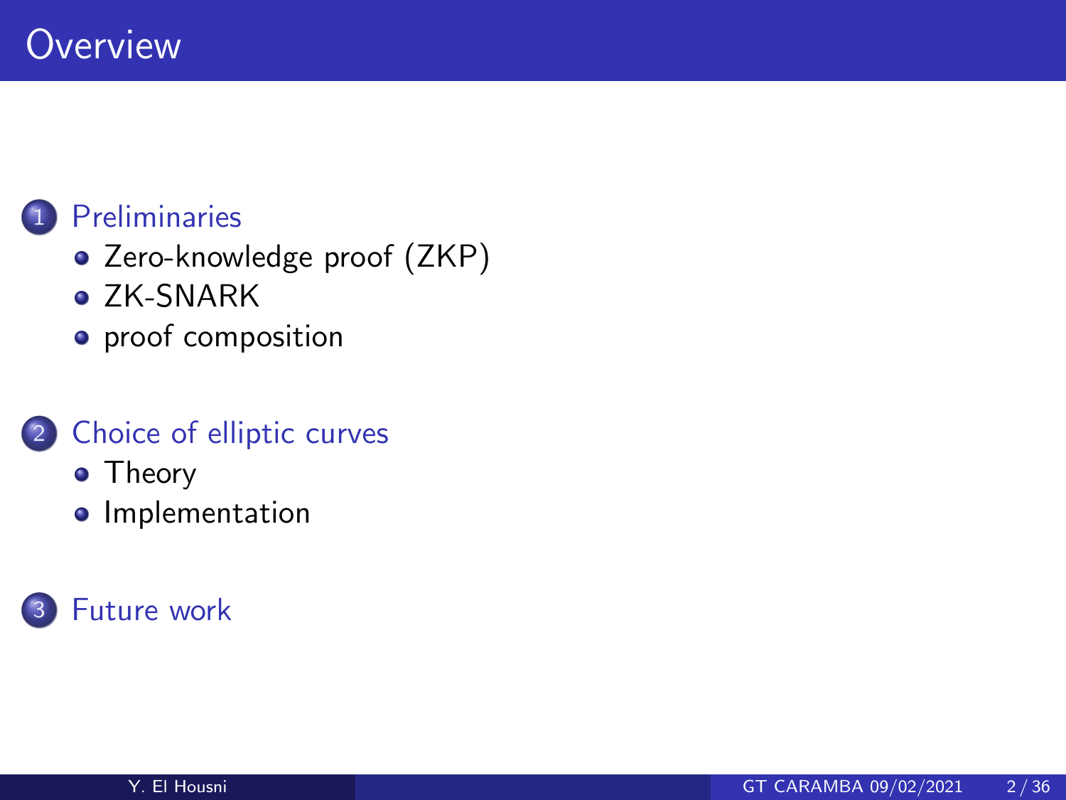# Overview

1. Preliminaries
   - Zero-knowledge proof (ZKP)
   - ZK-SNARK
   - proof composition

2. Choice of elliptic curves
   - Theory
   - Implementation

3. Future work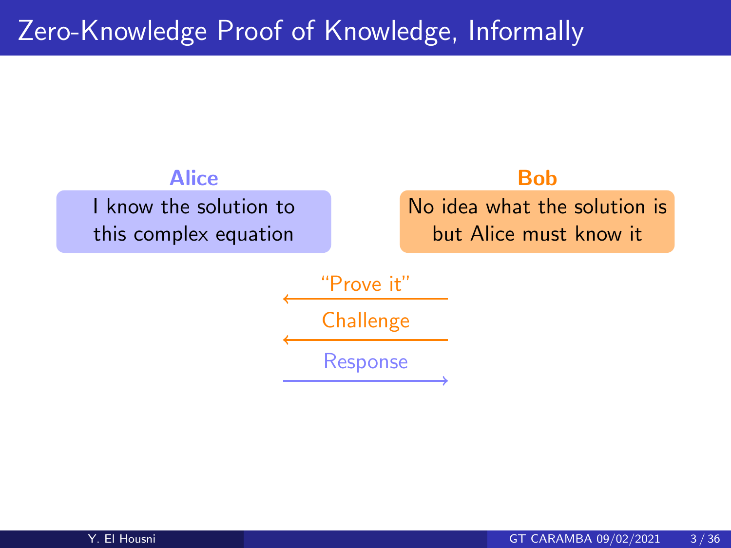# Zero-Knowledge Proof of Knowledge, Informally

**Alice**

I know the solution to this complex equation

**Bob**

No idea what the solution is but Alice must know it

"Prove it" ←

Challenge ←

Response →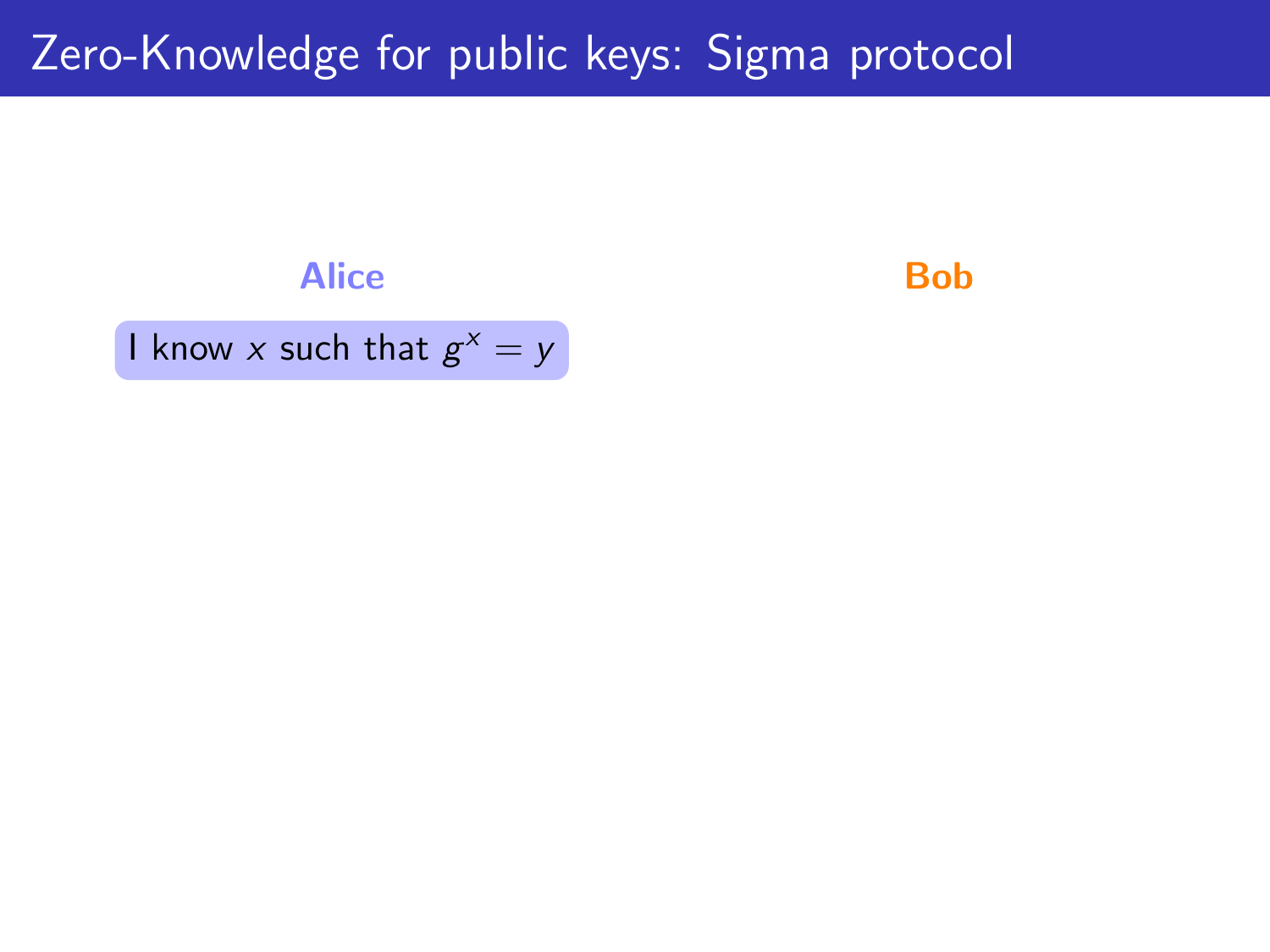# Zero-Knowledge for public keys: Sigma protocol

**Alice**

**Bob**

I know $x$ such that $g^x = y$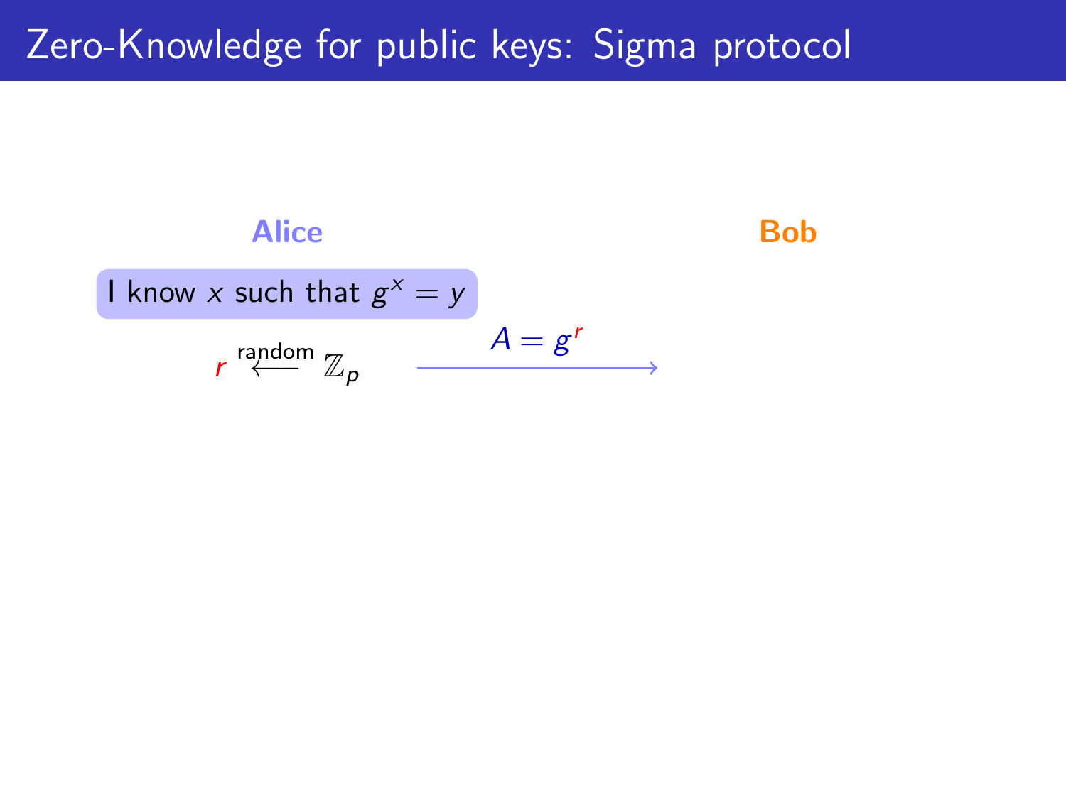# Zero-Knowledge for public keys: Sigma protocol

**Alice** **Bob**

I know $x$ such that $g^x = y$

$r \stackrel{\text{random}}{\longleftarrow} \mathbb{Z}_p$ $\xrightarrow{A = g^r}$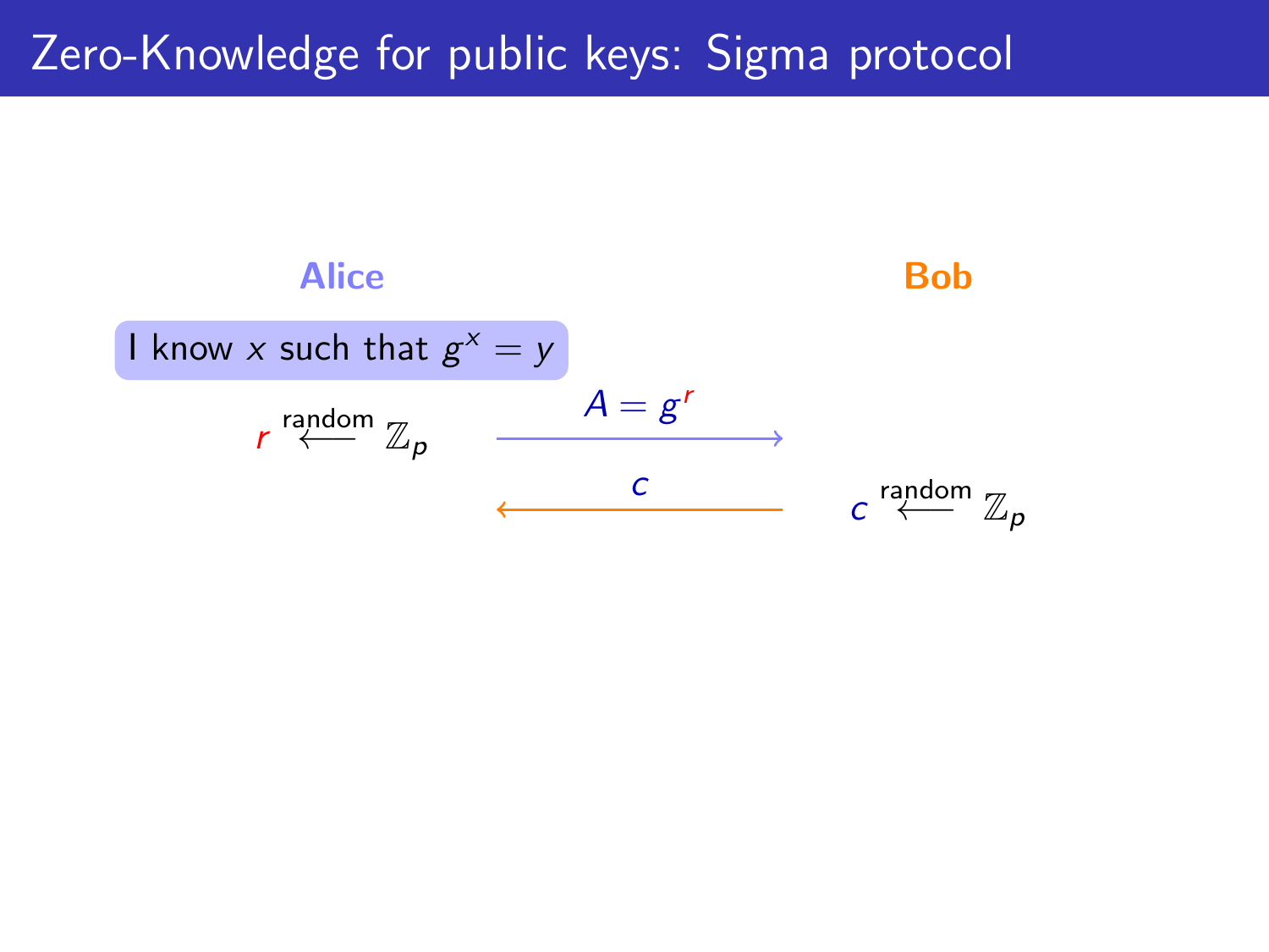# Zero-Knowledge for public keys: Sigma protocol

| **Alice** | | **Bob** |
|---|---|---|
| I know $x$ such that $g^x = y$ | | |
| $r \xleftarrow{\text{random}} \mathbb{Z}_p$ | $A = g^r$ $\longrightarrow$ | |
| | $\longleftarrow$ $c$ | $c \xleftarrow{\text{random}} \mathbb{Z}_p$ |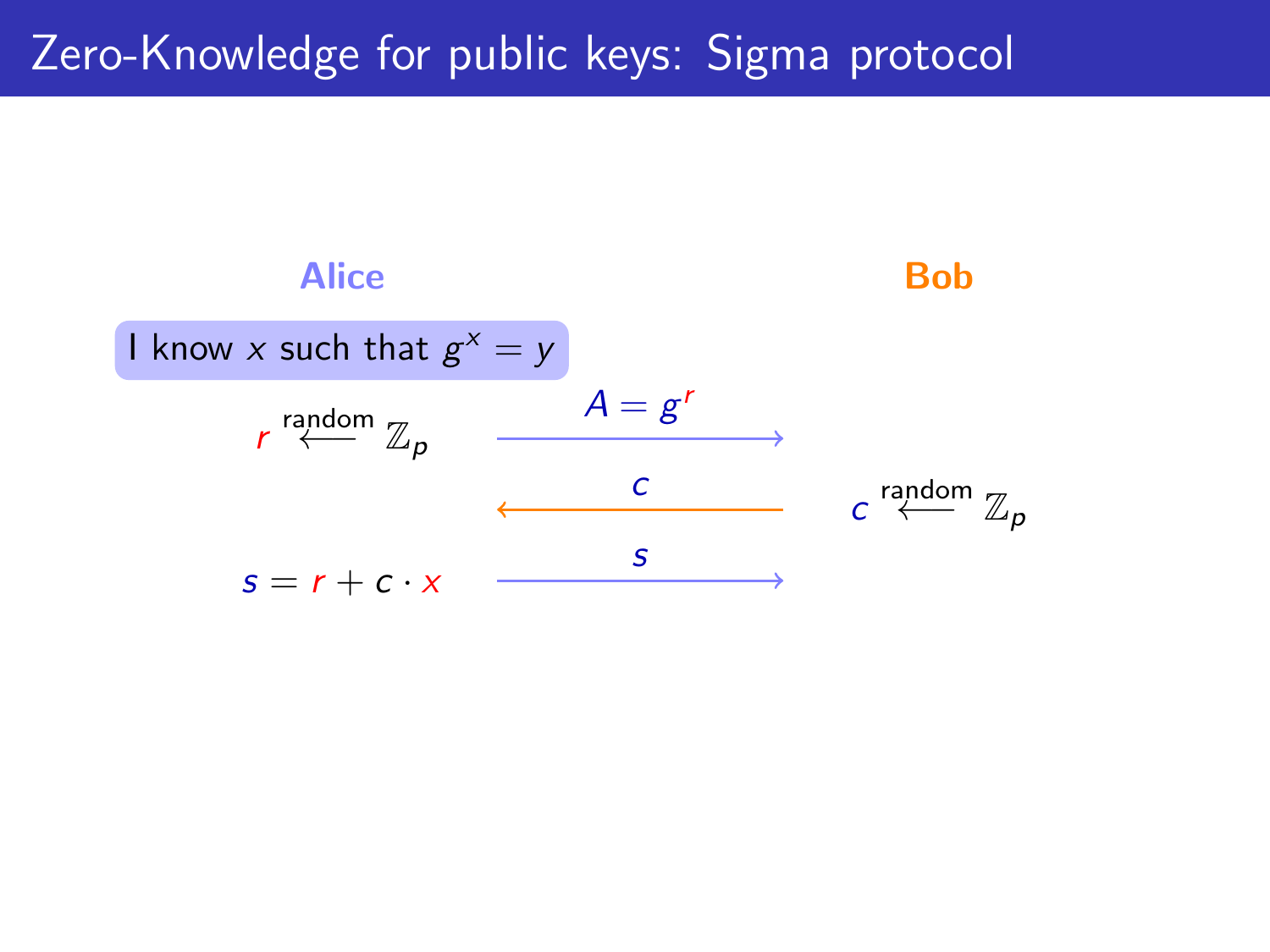# Zero-Knowledge for public keys: Sigma protocol

| **Alice** | | **Bob** |
|---|---|---|
| I know $x$ such that $g^x = y$ | | |
| $r \xleftarrow{\text{random}} \mathbb{Z}_p$ | $A = g^r$ $\longrightarrow$ | |
| | $c$ $\longleftarrow$ | $c \xleftarrow{\text{random}} \mathbb{Z}_p$ |
| $s = r + c \cdot x$ | $s$ $\longrightarrow$ | |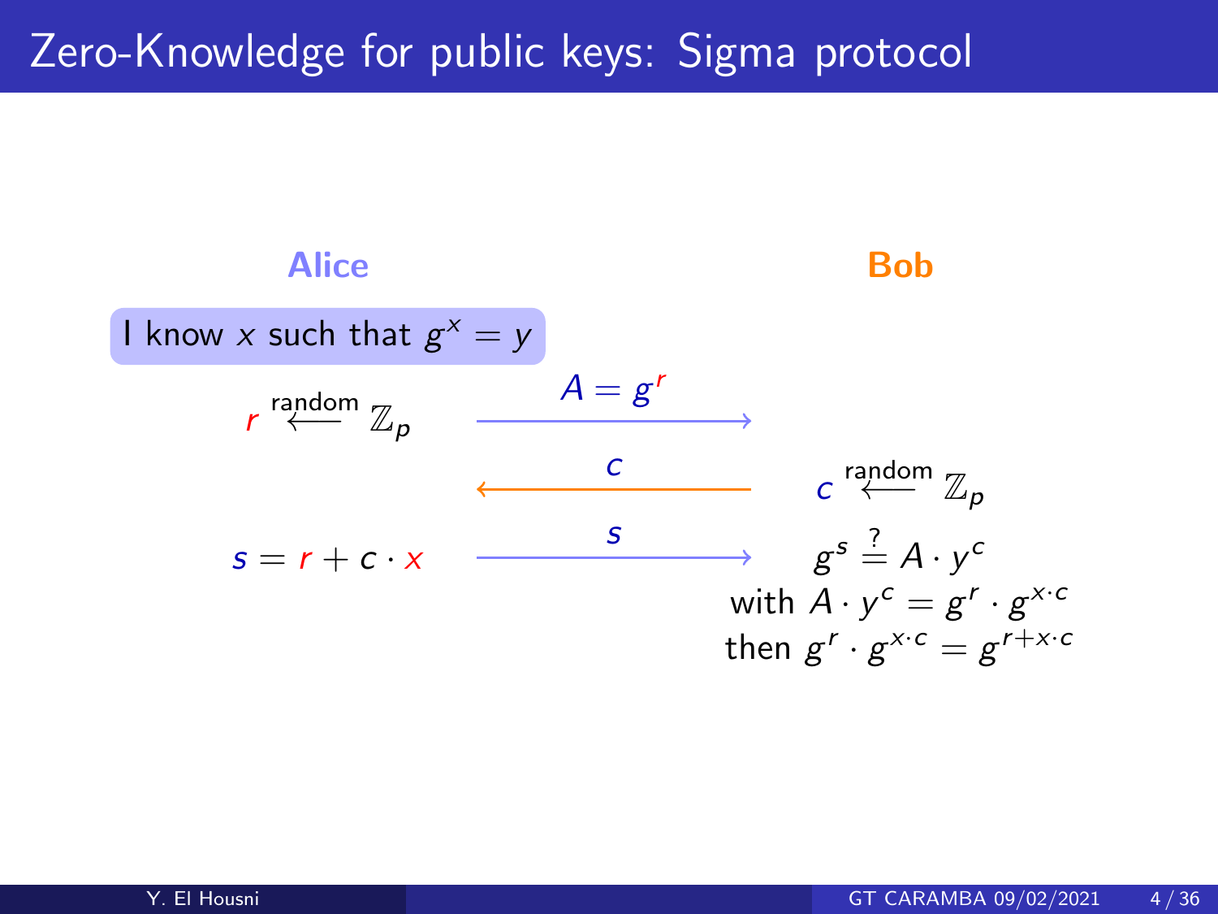# Zero-Knowledge for public keys: Sigma protocol

**Alice** — **Bob**

I know $x$ such that $g^x = y$

$r \xleftarrow{\text{random}} \mathbb{Z}_p$ — $A = g^r$ → Bob

Alice ← $c$ — $c \xleftarrow{\text{random}} \mathbb{Z}_p$

$s = r + c \cdot x$ — $s$ → Bob

$g^s \stackrel{?}{=} A \cdot y^c$

with $A \cdot y^c = g^r \cdot g^{x \cdot c}$

then $g^r \cdot g^{x \cdot c} = g^{r + x \cdot c}$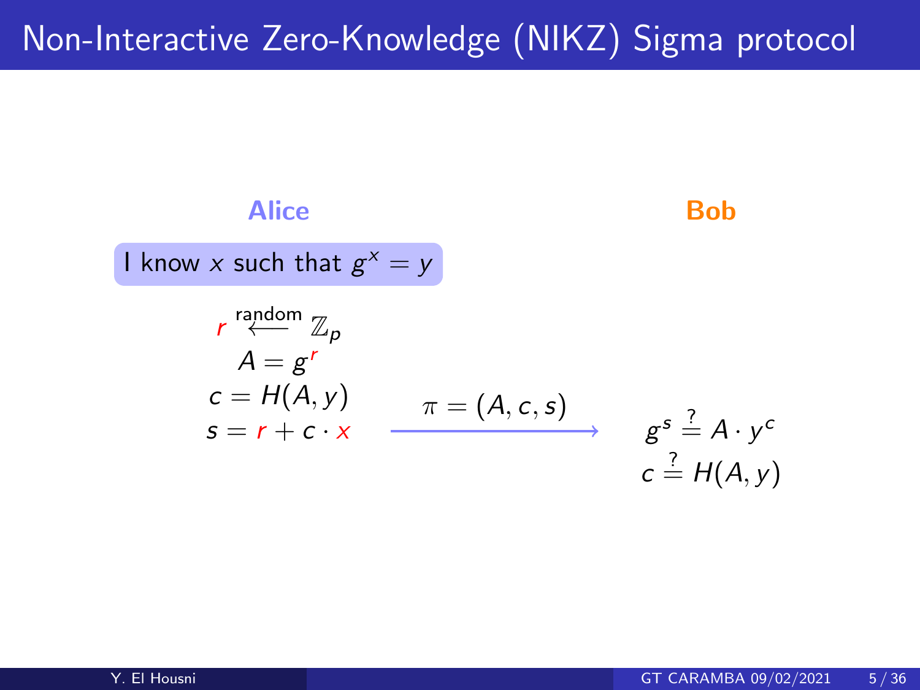# Non-Interactive Zero-Knowledge (NIKZ) Sigma protocol

**Alice**

**Bob**

I know $x$ such that $g^x = y$

$$r \xleftarrow{\text{random}} \mathbb{Z}_p$$

$$A = g^r$$

$$c = H(A, y)$$

$$s = r + c \cdot x$$

$$\xrightarrow{\pi = (A, c, s)}$$

$$g^s \stackrel{?}{=} A \cdot y^c$$

$$c \stackrel{?}{=} H(A, y)$$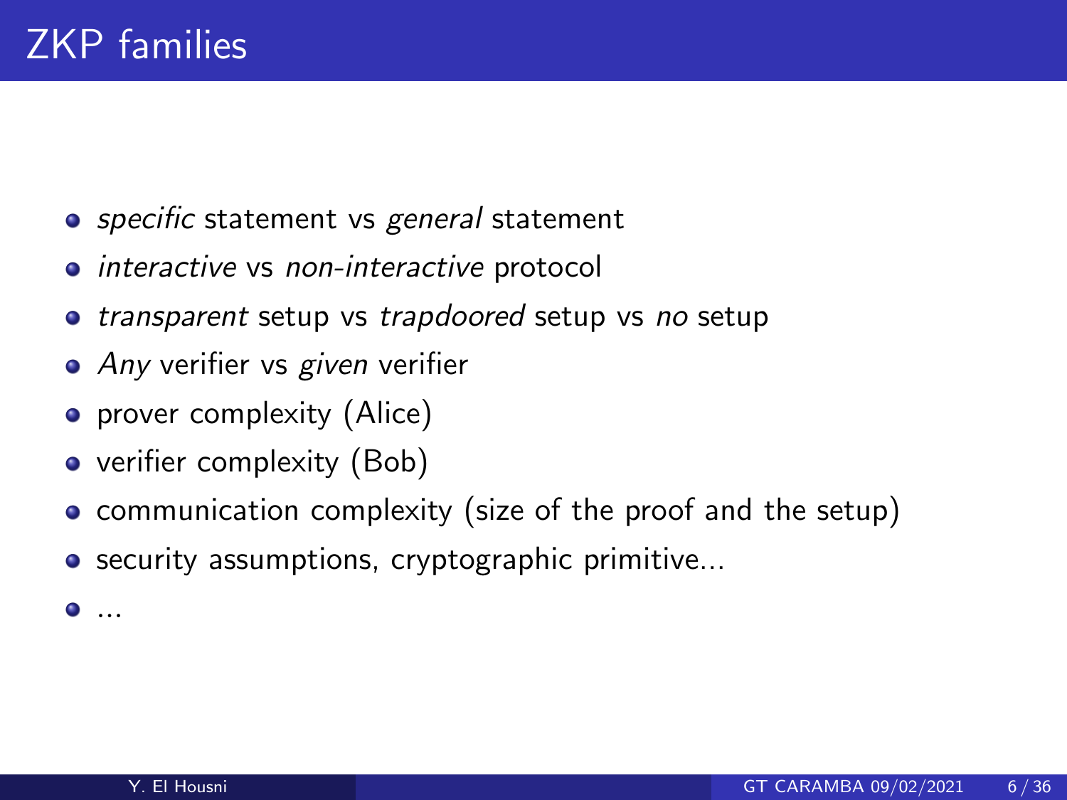# ZKP families

- *specific* statement vs *general* statement
- *interactive* vs *non-interactive* protocol
- *transparent* setup vs *trapdoored* setup vs *no* setup
- *Any* verifier vs *given* verifier
- prover complexity (Alice)
- verifier complexity (Bob)
- communication complexity (size of the proof and the setup)
- security assumptions, cryptographic primitive...
- ...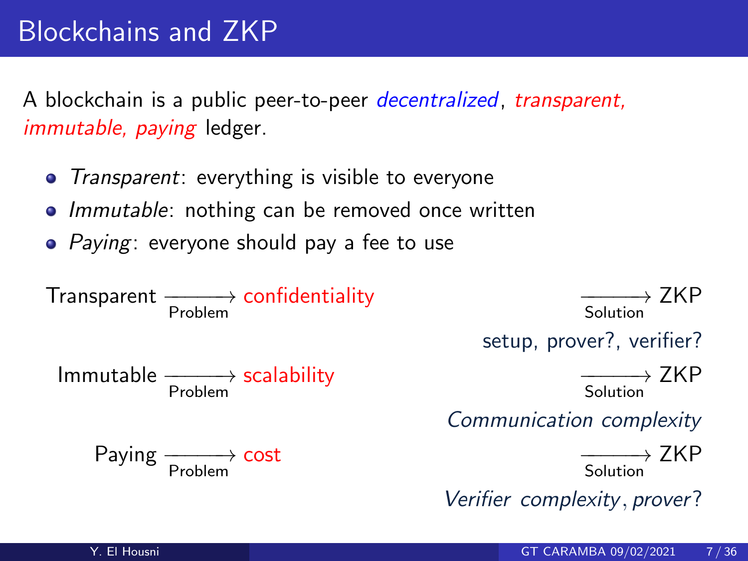# Blockchains and ZKP

A blockchain is a public peer-to-peer *decentralized*, *transparent, immutable, paying* ledger.

- *Transparent*: everything is visible to everyone
- *Immutable*: nothing can be removed once written
- *Paying*: everyone should pay a fee to use

$$\text{Transparent} \xrightarrow[\text{Problem}]{} \text{confidentiality} \qquad \xrightarrow[\text{Solution}]{} \text{ZKP}$$

setup, prover?, verifier?

$$\text{Immutable} \xrightarrow[\text{Problem}]{} \text{scalability} \qquad \xrightarrow[\text{Solution}]{} \text{ZKP}$$

*Communication complexity*

$$\text{Paying} \xrightarrow[\text{Problem}]{} \text{cost} \qquad \xrightarrow[\text{Solution}]{} \text{ZKP}$$

*Verifier complexity*, *prover*?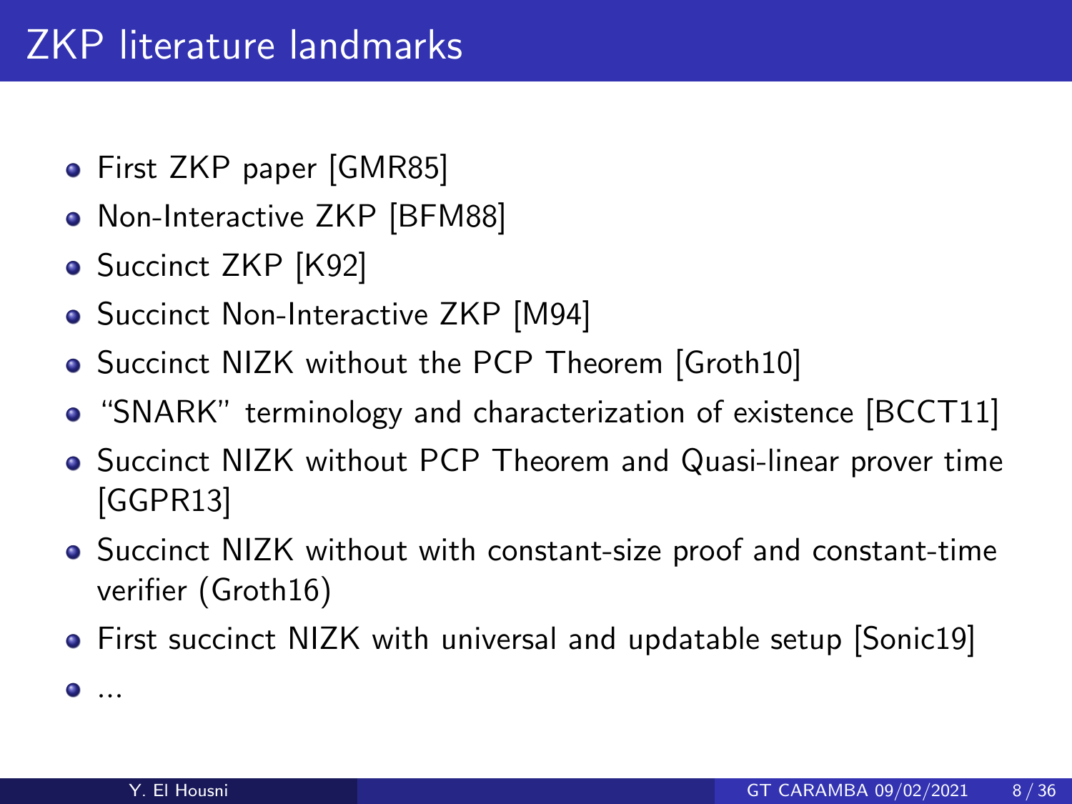# ZKP literature landmarks

- First ZKP paper [GMR85]
- Non-Interactive ZKP [BFM88]
- Succinct ZKP [K92]
- Succinct Non-Interactive ZKP [M94]
- Succinct NIZK without the PCP Theorem [Groth10]
- "SNARK" terminology and characterization of existence [BCCT11]
- Succinct NIZK without PCP Theorem and Quasi-linear prover time [GGPR13]
- Succinct NIZK without with constant-size proof and constant-time verifier (Groth16)
- First succinct NIZK with universal and updatable setup [Sonic19]
- ...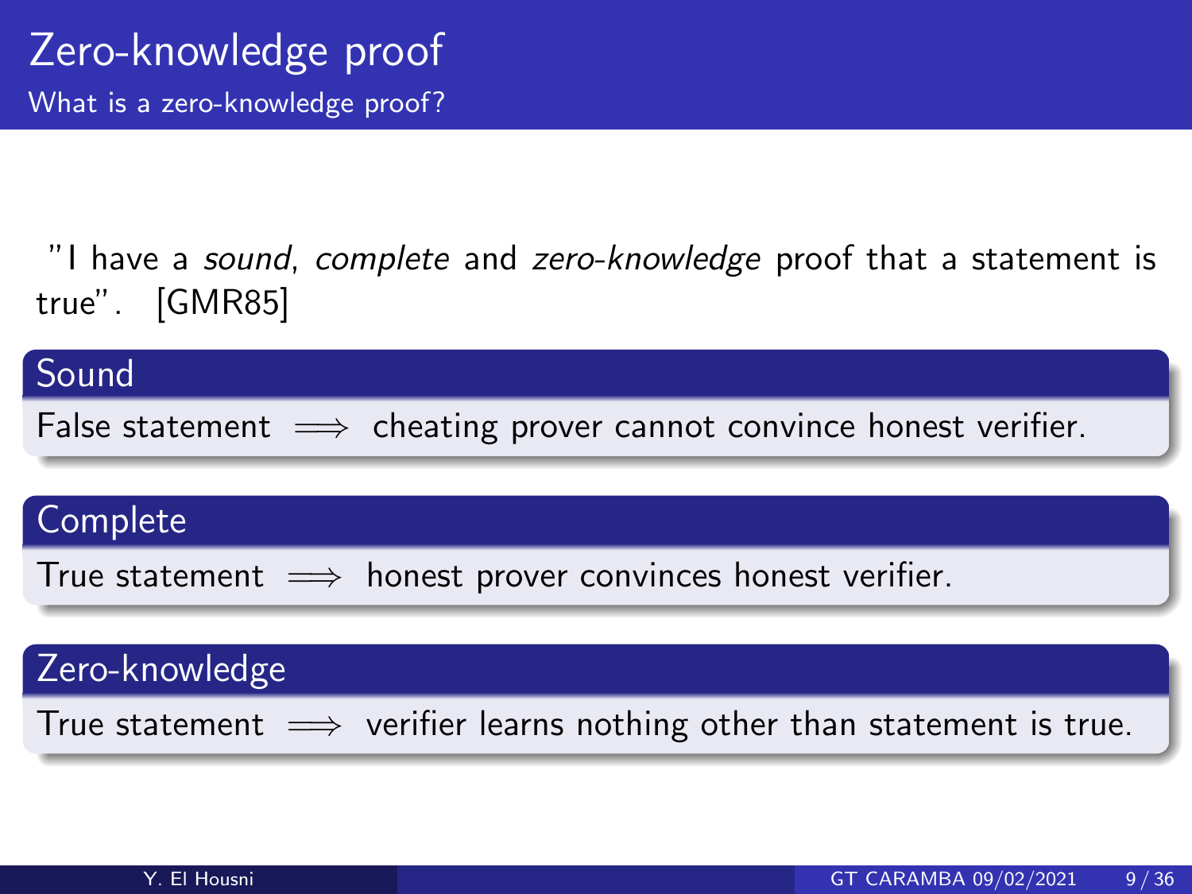# Zero-knowledge proof

## What is a zero-knowledge proof?

"I have a *sound*, *complete* and *zero-knowledge* proof that a statement is true". [GMR85]

### Sound

False statement $\implies$ cheating prover cannot convince honest verifier.

### Complete

True statement $\implies$ honest prover convinces honest verifier.

### Zero-knowledge

True statement $\implies$ verifier learns nothing other than statement is true.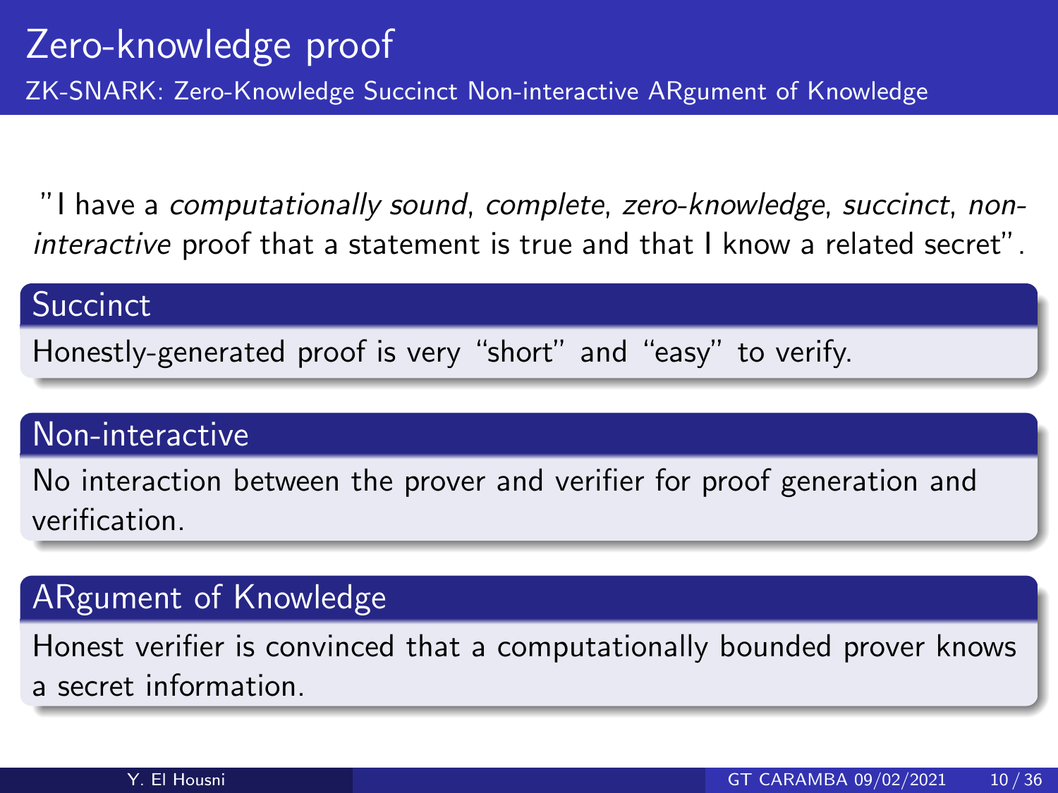# Zero-knowledge proof

## ZK-SNARK: Zero-Knowledge Succinct Non-interactive ARgument of Knowledge

"I have a *computationally sound*, *complete*, *zero-knowledge*, *succinct*, *non-interactive* proof that a statement is true and that I know a related secret".

### Succinct

Honestly-generated proof is very "short" and "easy" to verify.

### Non-interactive

No interaction between the prover and verifier for proof generation and verification.

### ARgument of Knowledge

Honest verifier is convinced that a computationally bounded prover knows a secret information.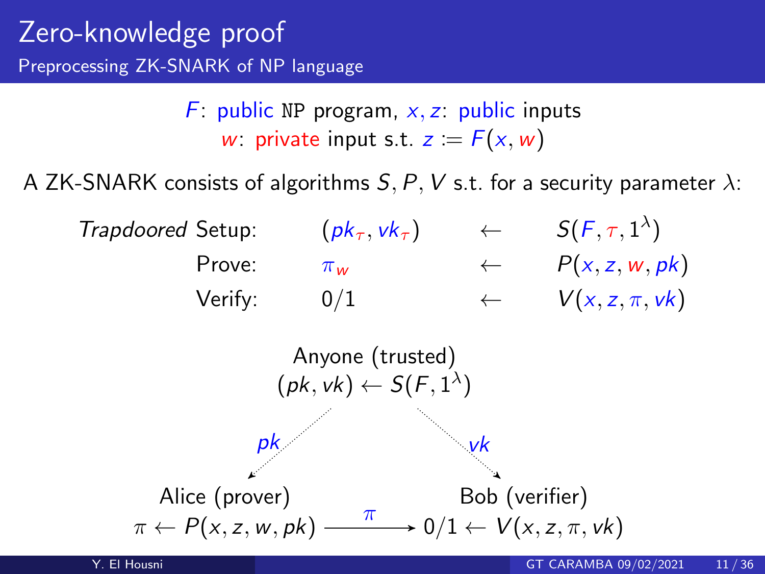# Zero-knowledge proof

## Preprocessing ZK-SNARK of NP language

$F$: public NP program, $x, z$: public inputs
$w$: private input s.t. $z := F(x, w)$

A ZK-SNARK consists of algorithms $S, P, V$ s.t. for a security parameter $\lambda$:

| | | | |
|---|---|---|---|
| *Trapdoored* Setup: | $(pk_\tau, vk_\tau)$ | $\leftarrow$ | $S(F, \tau, 1^\lambda)$ |
| Prove: | $\pi_w$ | $\leftarrow$ | $P(x, z, w, pk)$ |
| Verify: | $0/1$ | $\leftarrow$ | $V(x, z, \pi, vk)$ |

Anyone (trusted)
$(pk, vk) \leftarrow S(F, 1^\lambda)$

$pk$ → Alice (prover)

$vk$ → Bob (verifier)

Alice (prover): $\pi \leftarrow P(x, z, w, pk)$ $\xrightarrow{\pi}$ Bob (verifier): $0/1 \leftarrow V(x, z, \pi, vk)$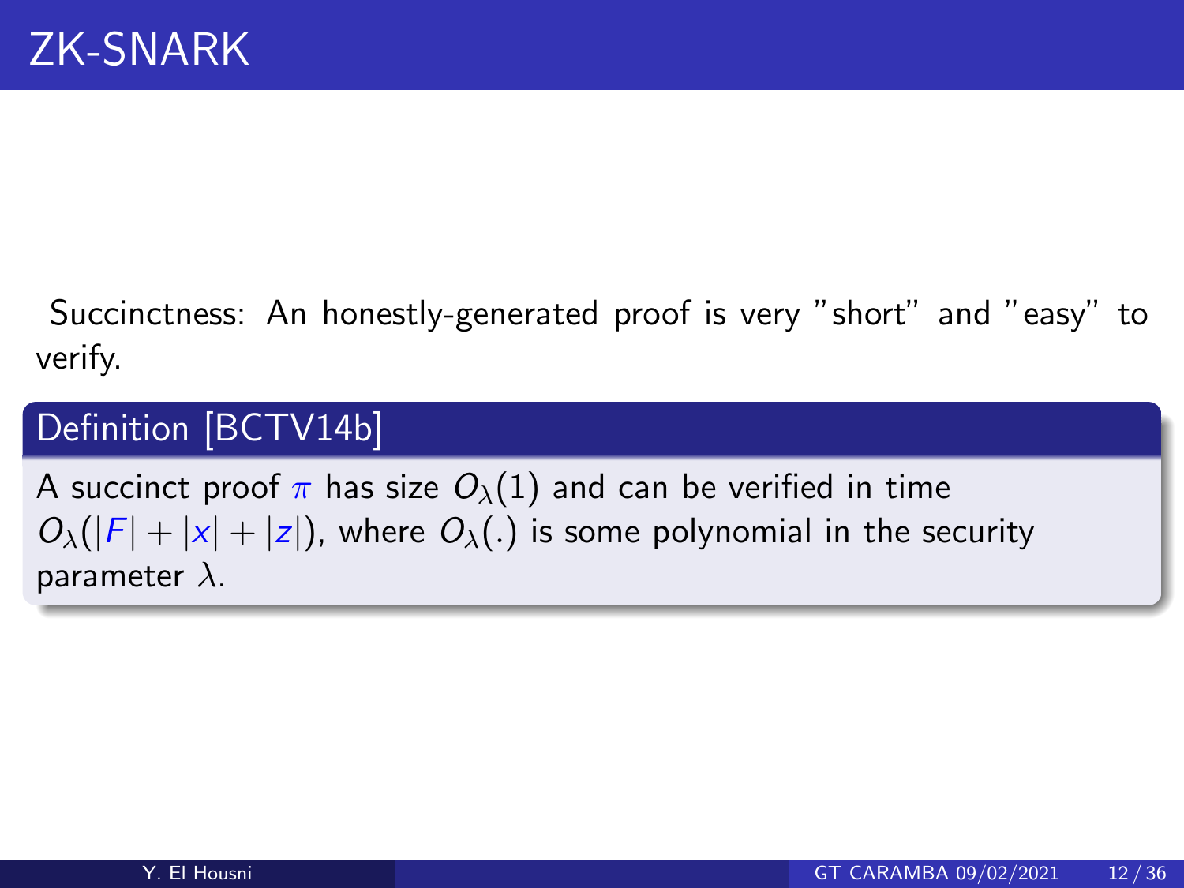# ZK-SNARK

Succinctness: An honestly-generated proof is very "short" and "easy" to verify.

**Definition [BCTV14b]**

A succinct proof $\pi$ has size $O_\lambda(1)$ and can be verified in time $O_\lambda(|F| + |x| + |z|)$, where $O_\lambda(.)$ is some polynomial in the security parameter $\lambda$.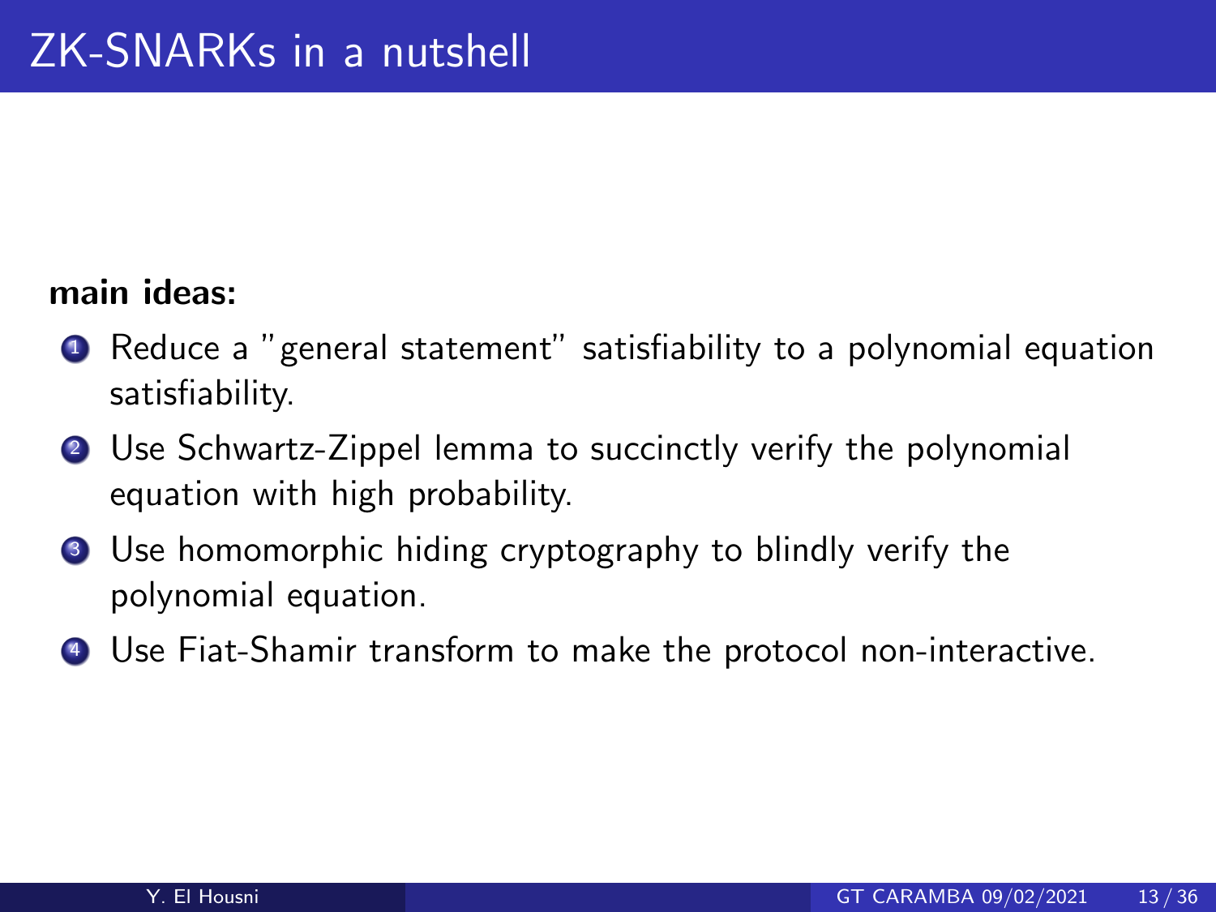# ZK-SNARKs in a nutshell

**main ideas:**

1. Reduce a "general statement" satisfiability to a polynomial equation satisfiability.
2. Use Schwartz-Zippel lemma to succinctly verify the polynomial equation with high probability.
3. Use homomorphic hiding cryptography to blindly verify the polynomial equation.
4. Use Fiat-Shamir transform to make the protocol non-interactive.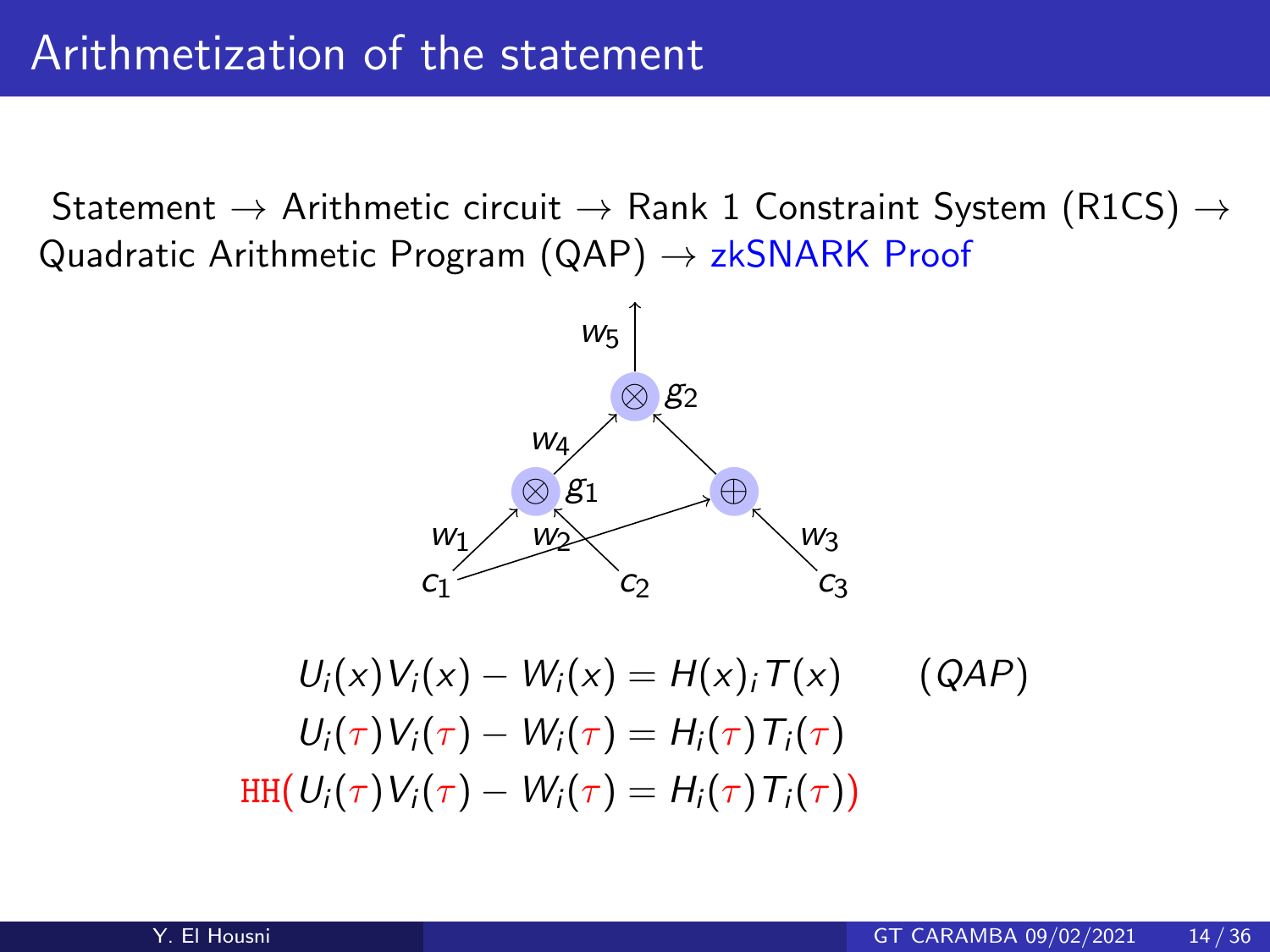# Arithmetization of the statement

Statement → Arithmetic circuit → Rank 1 Constraint System (R1CS) → Quadratic Arithmetic Program (QAP) → zkSNARK Proof

$$U_i(x)V_i(x) - W_i(x) = H(x)_i T(x) \qquad (QAP)$$

$$U_i(\tau)V_i(\tau) - W_i(\tau) = H_i(\tau)T_i(\tau)$$

$$\mathtt{HH}(U_i(\tau)V_i(\tau) - W_i(\tau) = H_i(\tau)T_i(\tau))$$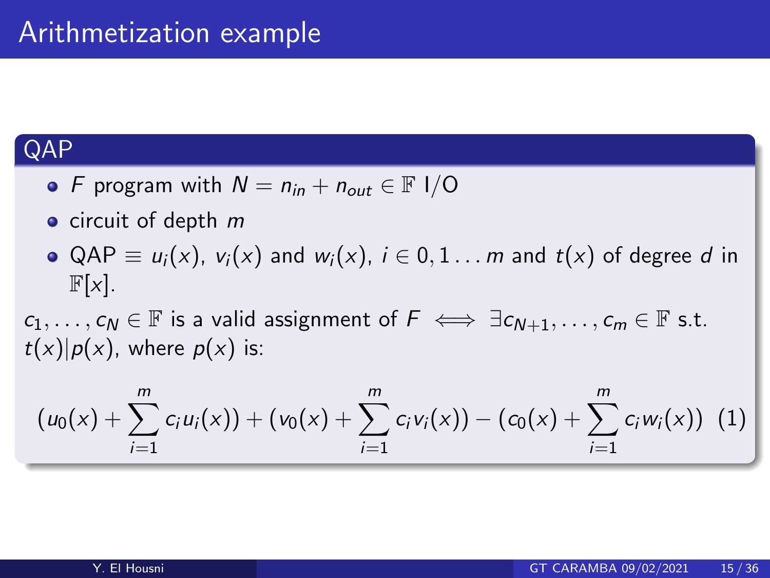# Arithmetization example

## QAP

- $F$ program with $N = n_{in} + n_{out} \in \mathbb{F}$ I/O
- circuit of depth $m$
- QAP $\equiv u_i(x)$, $v_i(x)$ and $w_i(x)$, $i \in 0, 1 \ldots m$ and $t(x)$ of degree $d$ in $\mathbb{F}[x]$.

$c_1, \ldots, c_N \in \mathbb{F}$ is a valid assignment of $F \iff \exists c_{N+1}, \ldots, c_m \in \mathbb{F}$ s.t. $t(x) | p(x)$, where $p(x)$ is:

$$(u_0(x) + \sum_{i=1}^{m} c_i u_i(x)) + (v_0(x) + \sum_{i=1}^{m} c_i v_i(x)) - (c_0(x) + \sum_{i=1}^{m} c_i w_i(x)) \quad (1)$$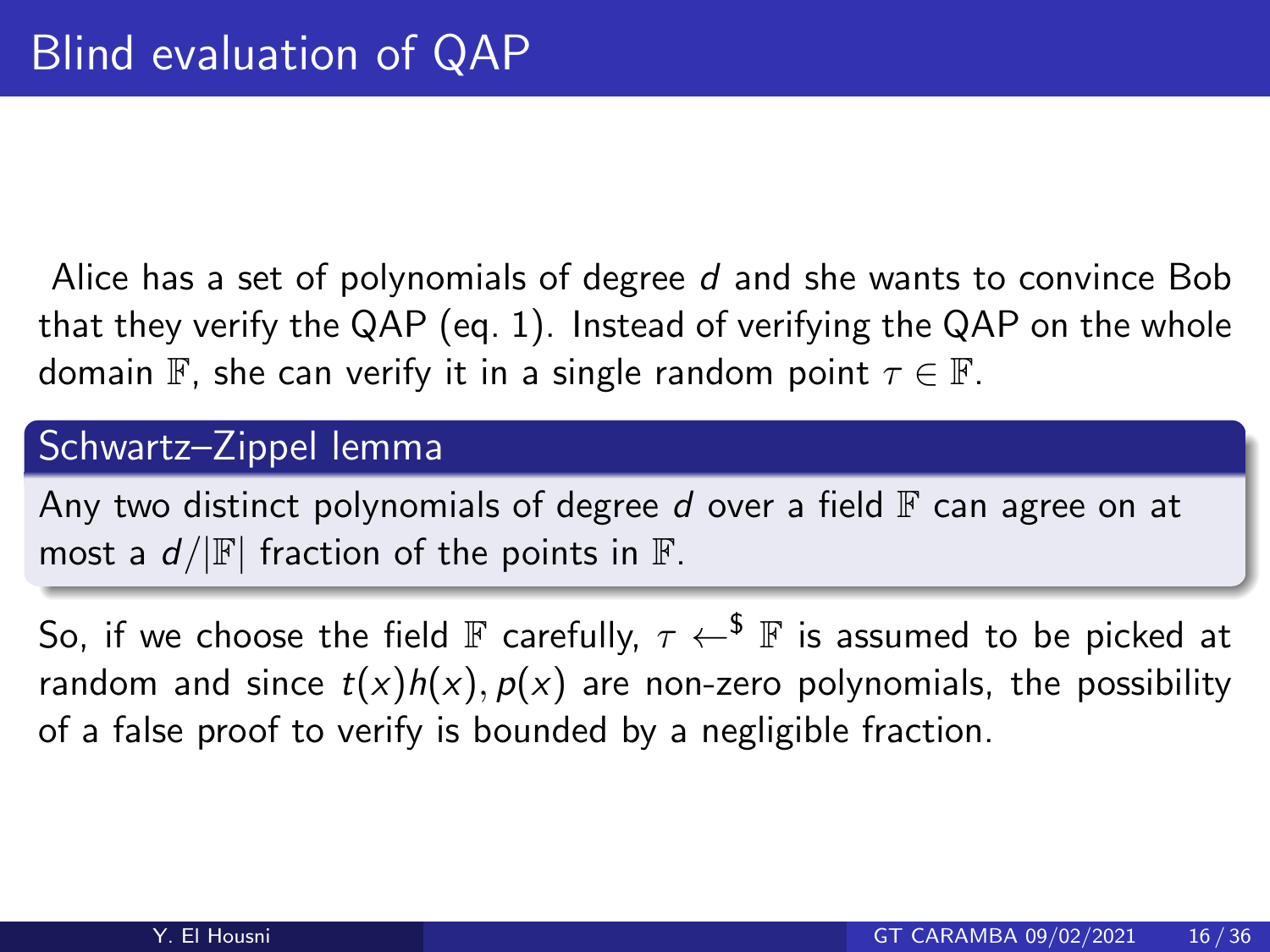# Blind evaluation of QAP

Alice has a set of polynomials of degree $d$ and she wants to convince Bob that they verify the QAP (eq. 1). Instead of verifying the QAP on the whole domain $\mathbb{F}$, she can verify it in a single random point $\tau \in \mathbb{F}$.

**Schwartz–Zippel lemma**

Any two distinct polynomials of degree $d$ over a field $\mathbb{F}$ can agree on at most a $d/|\mathbb{F}|$ fraction of the points in $\mathbb{F}$.

So, if we choose the field $\mathbb{F}$ carefully, $\tau \xleftarrow{\$} \mathbb{F}$ is assumed to be picked at random and since $t(x)h(x), p(x)$ are non-zero polynomials, the possibility of a false proof to verify is bounded by a negligible fraction.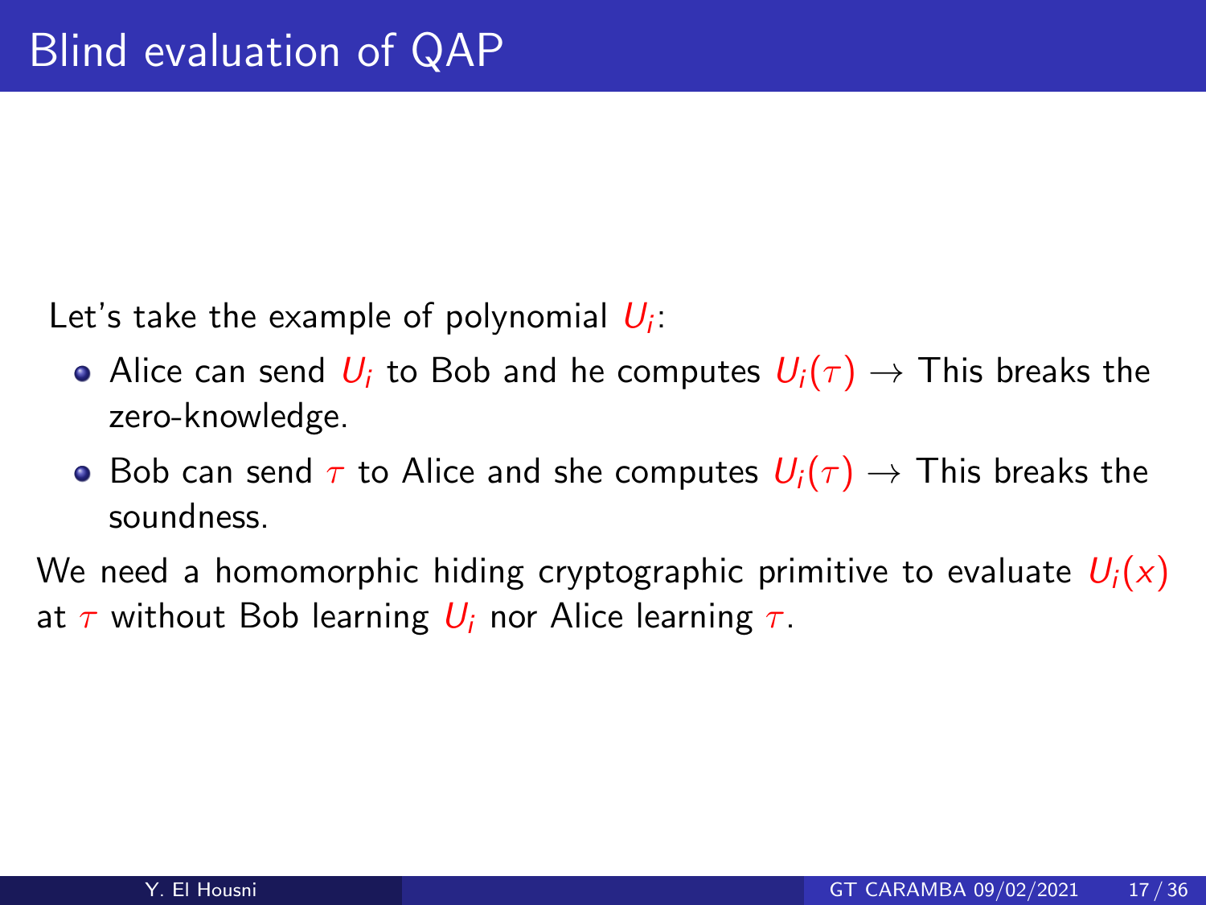# Blind evaluation of QAP

Let's take the example of polynomial $U_i$:

- Alice can send $U_i$ to Bob and he computes $U_i(\tau) \rightarrow$ This breaks the zero-knowledge.
- Bob can send $\tau$ to Alice and she computes $U_i(\tau) \rightarrow$ This breaks the soundness.

We need a homomorphic hiding cryptographic primitive to evaluate $U_i(x)$ at $\tau$ without Bob learning $U_i$ nor Alice learning $\tau$.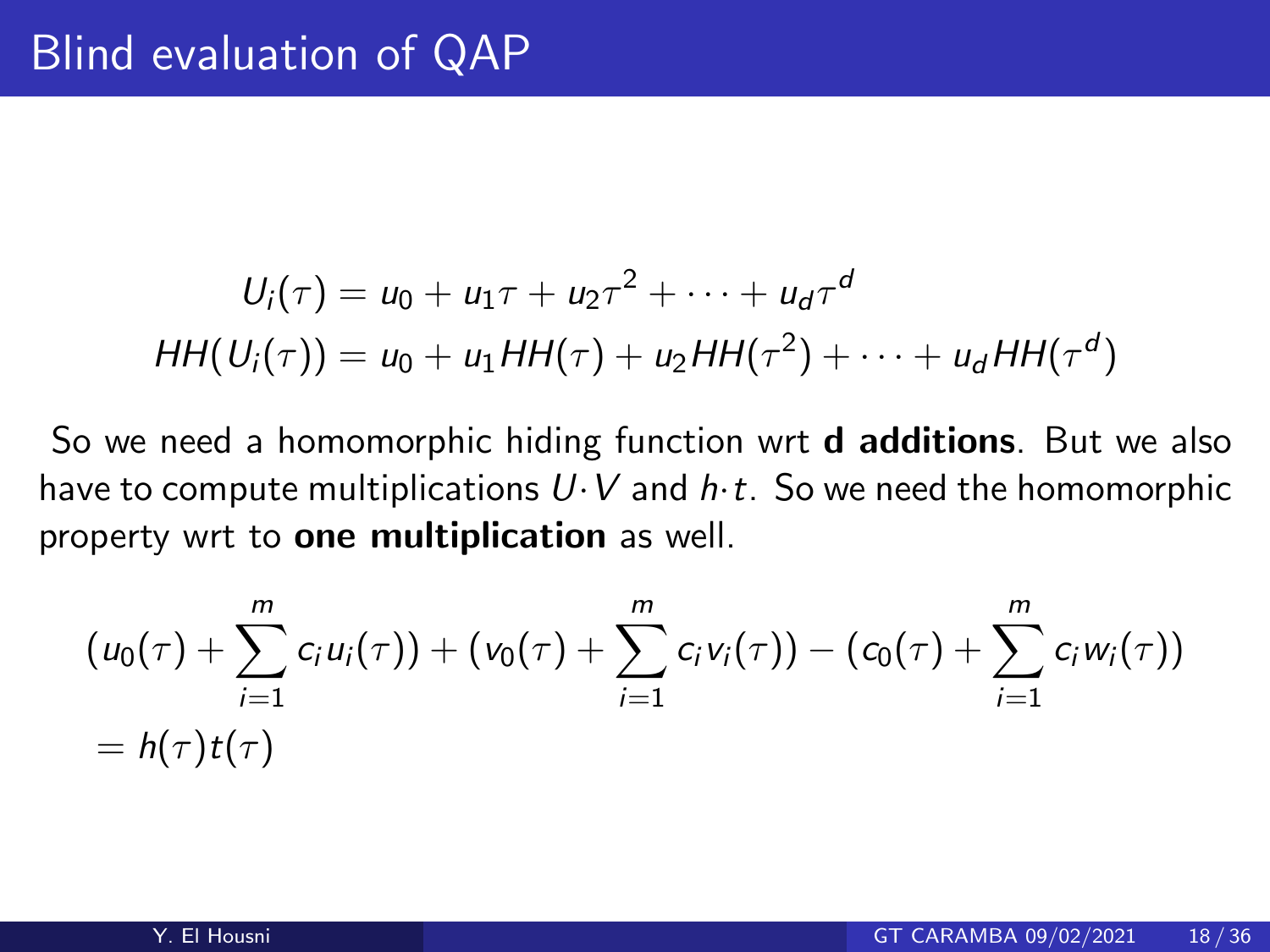# Blind evaluation of QAP

$$U_i(\tau) = u_0 + u_1\tau + u_2\tau^2 + \cdots + u_d\tau^d$$
$$HH(U_i(\tau)) = u_0 + u_1 HH(\tau) + u_2 HH(\tau^2) + \cdots + u_d HH(\tau^d)$$

So we need a homomorphic hiding function wrt **d additions**. But we also have to compute multiplications $U \cdot V$ and $h \cdot t$. So we need the homomorphic property wrt to **one multiplication** as well.

$$(u_0(\tau) + \sum_{i=1}^{m} c_i u_i(\tau)) + (v_0(\tau) + \sum_{i=1}^{m} c_i v_i(\tau)) - (c_0(\tau) + \sum_{i=1}^{m} c_i w_i(\tau))$$
$$= h(\tau)t(\tau)$$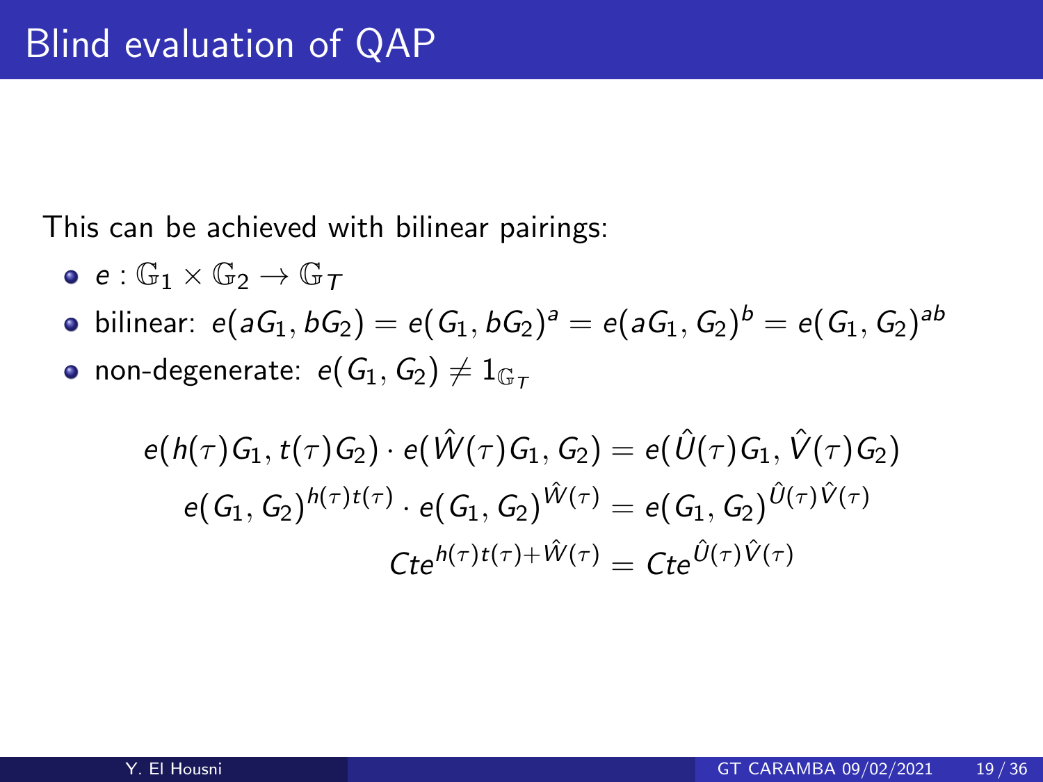# Blind evaluation of QAP

This can be achieved with bilinear pairings:

- $e : \mathbb{G}_1 \times \mathbb{G}_2 \rightarrow \mathbb{G}_T$
- bilinear: $e(aG_1, bG_2) = e(G_1, bG_2)^a = e(aG_1, G_2)^b = e(G_1, G_2)^{ab}$
- non-degenerate: $e(G_1, G_2) \neq 1_{\mathbb{G}_T}$

$$
\begin{aligned}
e(h(\tau)G_1, t(\tau)G_2) \cdot e(\hat{W}(\tau)G_1, G_2) &= e(\hat{U}(\tau)G_1, \hat{V}(\tau)G_2) \\
e(G_1, G_2)^{h(\tau)t(\tau)} \cdot e(G_1, G_2)^{\hat{W}(\tau)} &= e(G_1, G_2)^{\hat{U}(\tau)\hat{V}(\tau)} \\
Cte^{h(\tau)t(\tau)+\hat{W}(\tau)} &= Cte^{\hat{U}(\tau)\hat{V}(\tau)}
\end{aligned}
$$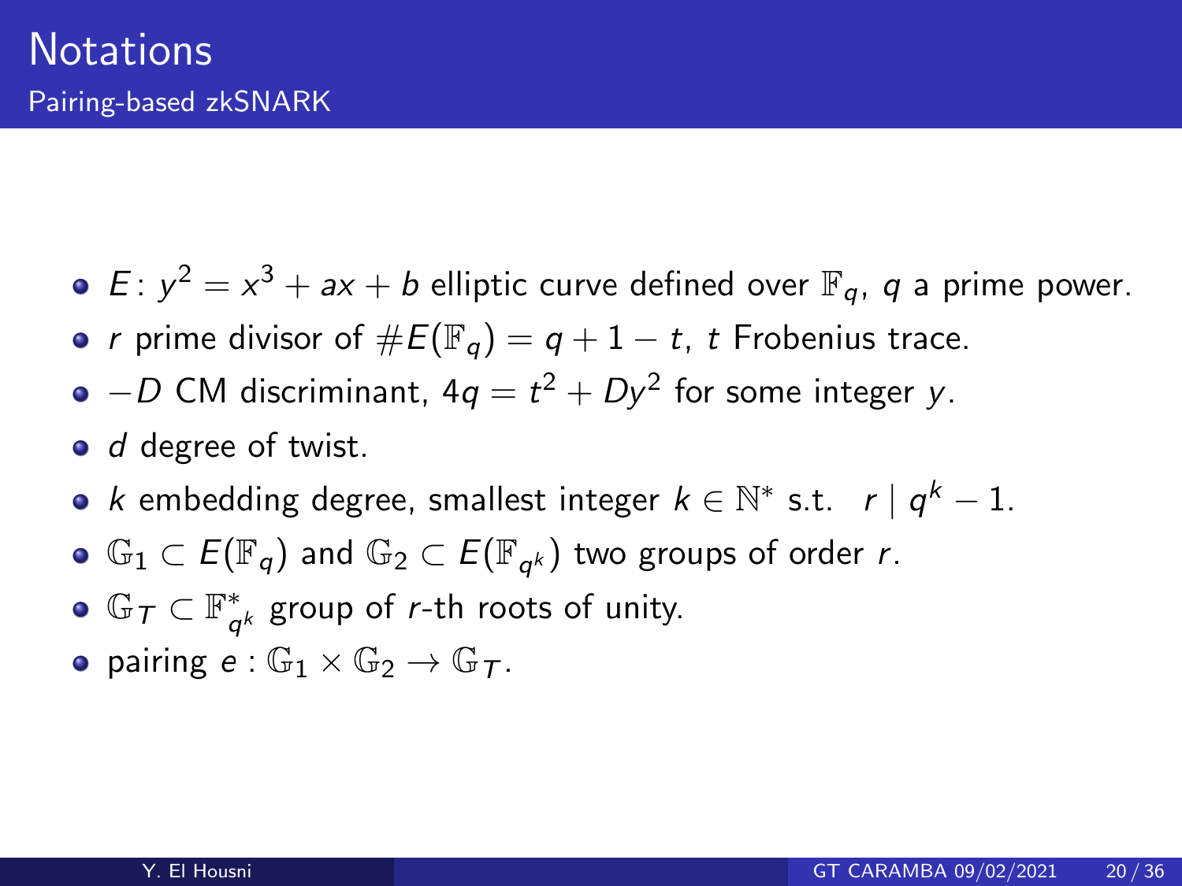# Notations

## Pairing-based zkSNARK

- $E\colon y^2 = x^3 + ax + b$ elliptic curve defined over $\mathbb{F}_q$, $q$ a prime power.
- $r$ prime divisor of $\#E(\mathbb{F}_q) = q + 1 - t$, $t$ Frobenius trace.
- $-D$ CM discriminant, $4q = t^2 + Dy^2$ for some integer $y$.
- $d$ degree of twist.
- $k$ embedding degree, smallest integer $k \in \mathbb{N}^*$ s.t. $r \mid q^k - 1$.
- $\mathbb{G}_1 \subset E(\mathbb{F}_q)$ and $\mathbb{G}_2 \subset E(\mathbb{F}_{q^k})$ two groups of order $r$.
- $\mathbb{G}_T \subset \mathbb{F}^*_{q^k}$ group of $r$-th roots of unity.
- pairing $e : \mathbb{G}_1 \times \mathbb{G}_2 \to \mathbb{G}_T$.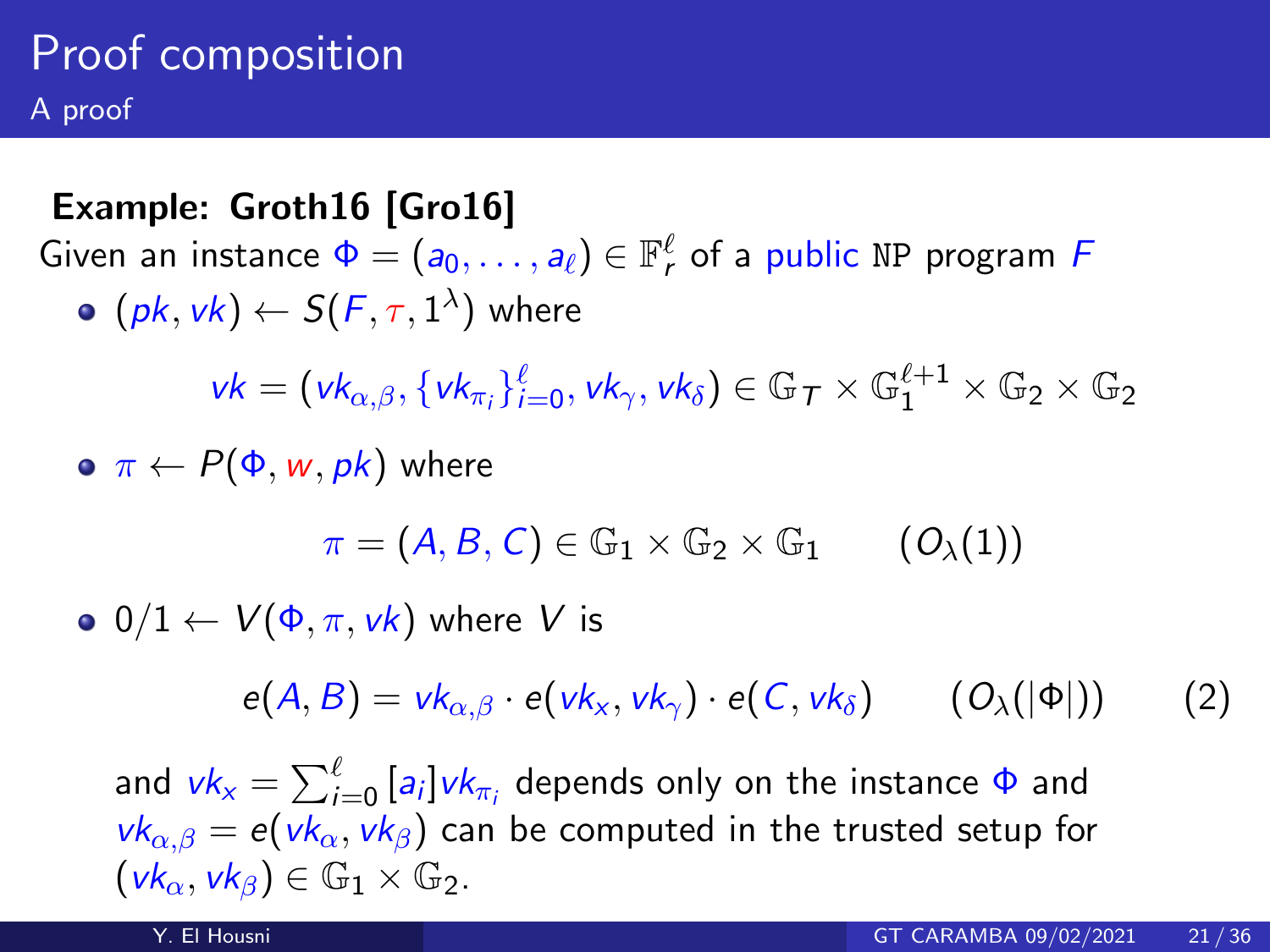# Proof composition

## A proof

**Example: Groth16 [Gro16]**

Given an instance $\Phi = (a_0, \ldots, a_\ell) \in \mathbb{F}_r^\ell$ of a public $\texttt{NP}$ program $F$

- $(pk, vk) \leftarrow S(F, \tau, 1^\lambda)$ where

$$vk = (vk_{\alpha,\beta}, \{vk_{\pi_i}\}_{i=0}^{\ell}, vk_\gamma, vk_\delta) \in \mathbb{G}_T \times \mathbb{G}_1^{\ell+1} \times \mathbb{G}_2 \times \mathbb{G}_2$$

- $\pi \leftarrow P(\Phi, w, pk)$ where

$$\pi = (A, B, C) \in \mathbb{G}_1 \times \mathbb{G}_2 \times \mathbb{G}_1 \qquad (O_\lambda(1))$$

- $0/1 \leftarrow V(\Phi, \pi, vk)$ where $V$ is

$$e(A, B) = vk_{\alpha,\beta} \cdot e(vk_x, vk_\gamma) \cdot e(C, vk_\delta) \qquad (O_\lambda(|\Phi|)) \qquad (2)$$

and $vk_x = \sum_{i=0}^{\ell} [a_i] vk_{\pi_i}$ depends only on the instance $\Phi$ and $vk_{\alpha,\beta} = e(vk_\alpha, vk_\beta)$ can be computed in the trusted setup for $(vk_\alpha, vk_\beta) \in \mathbb{G}_1 \times \mathbb{G}_2$.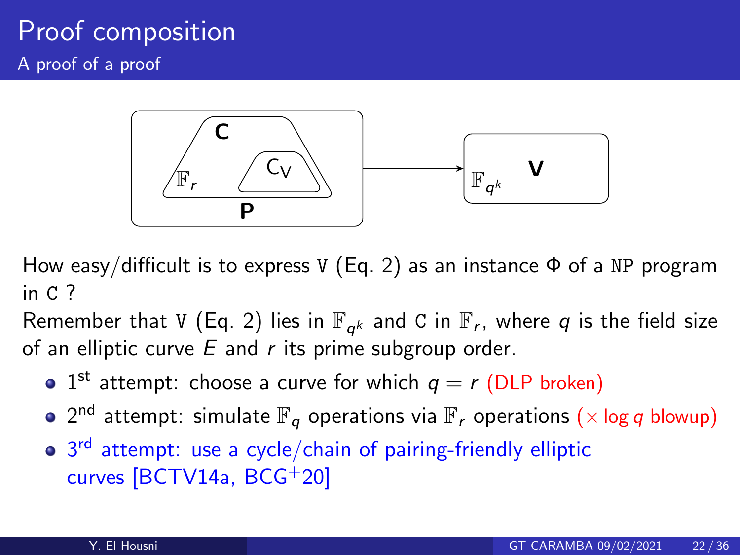# Proof composition

## A proof of a proof

How easy/difficult is to express V (Eq. 2) as an instance $\Phi$ of a NP program in C ?

Remember that V (Eq. 2) lies in $\mathbb{F}_{q^k}$ and C in $\mathbb{F}_r$, where $q$ is the field size of an elliptic curve $E$ and $r$ its prime subgroup order.

- 1st attempt: choose a curve for which $q = r$ (DLP broken)
- 2nd attempt: simulate $\mathbb{F}_q$ operations via $\mathbb{F}_r$ operations ($\times \log q$ blowup)
- 3rd attempt: use a cycle/chain of pairing-friendly elliptic curves [BCTV14a, BCG+20]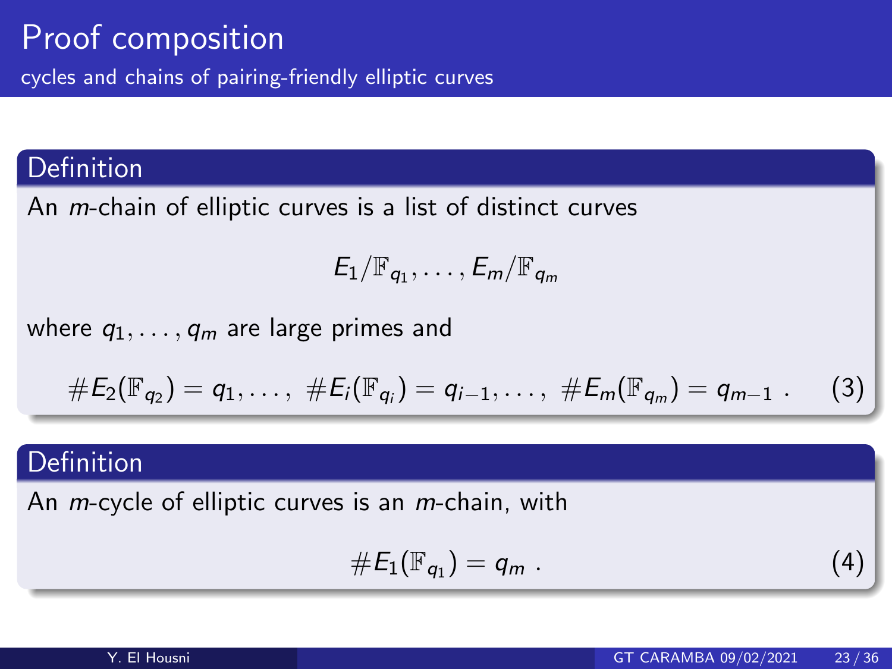# Proof composition

cycles and chains of pairing-friendly elliptic curves

## Definition

An *m*-chain of elliptic curves is a list of distinct curves

$$E_1/\mathbb{F}_{q_1}, \ldots, E_m/\mathbb{F}_{q_m}$$

where $q_1, \ldots, q_m$ are large primes and

$$\#E_2(\mathbb{F}_{q_2}) = q_1, \ldots, \; \#E_i(\mathbb{F}_{q_i}) = q_{i-1}, \ldots, \; \#E_m(\mathbb{F}_{q_m}) = q_{m-1} \; . \tag{3}$$

## Definition

An *m*-cycle of elliptic curves is an *m*-chain, with

$$\#E_1(\mathbb{F}_{q_1}) = q_m \; . \tag{4}$$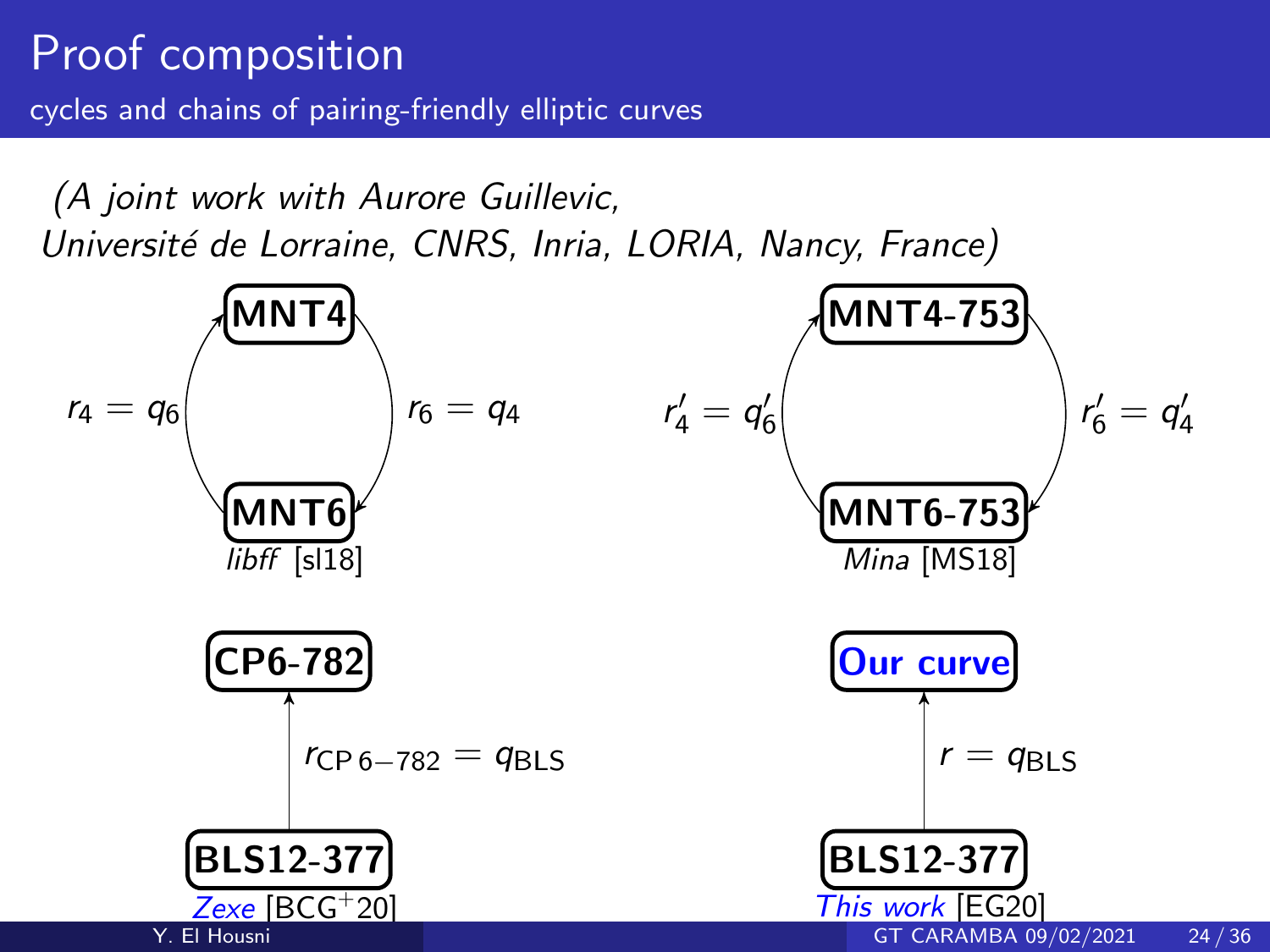# Proof composition

## cycles and chains of pairing-friendly elliptic curves

*(A joint work with Aurore Guillevic, Université de Lorraine, CNRS, Inria, LORIA, Nancy, France)*

**MNT4**

$r_4 = q_6$ $\qquad$ $r_6 = q_4$

**MNT6**

*libff* [sl18]

**MNT4-753**

$r'_4 = q'_6$ $\qquad$ $r'_6 = q'_4$

**MNT6-753**

*Mina* [MS18]

**CP6-782**

$r_{\text{CP}\,6-782} = q_{\text{BLS}}$

**BLS12-377**

*Zexe* [BCG+20]

**Our curve**

$r = q_{\text{BLS}}$

**BLS12-377**

*This work* [EG20]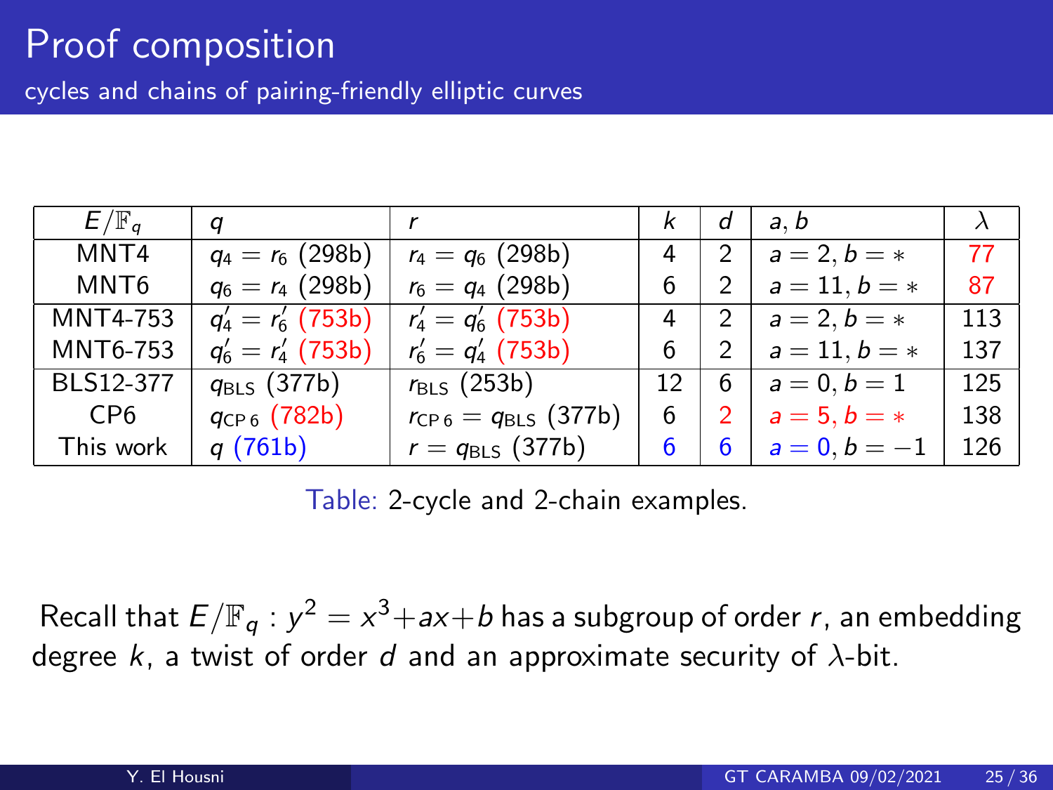# Proof composition

## cycles and chains of pairing-friendly elliptic curves

| $E/\mathbb{F}_q$ | $q$ | $r$ | $k$ | $d$ | $a, b$ | $\lambda$ |
|---|---|---|---|---|---|---|
| MNT4 | $q_4 = r_6$ (298b) | $r_4 = q_6$ (298b) | 4 | 2 | $a = 2, b = *$ | 77 |
| MNT6 | $q_6 = r_4$ (298b) | $r_6 = q_4$ (298b) | 6 | 2 | $a = 11, b = *$ | 87 |
| MNT4-753 | $q_4' = r_6'$ (753b) | $r_4' = q_6'$ (753b) | 4 | 2 | $a = 2, b = *$ | 113 |
| MNT6-753 | $q_6' = r_4'$ (753b) | $r_6' = q_4'$ (753b) | 6 | 2 | $a = 11, b = *$ | 137 |
| BLS12-377 | $q_{\mathrm{BLS}}$ (377b) | $r_{\mathrm{BLS}}$ (253b) | 12 | 6 | $a = 0, b = 1$ | 125 |
| CP6 | $q_{\mathrm{CP}\,6}$ (782b) | $r_{\mathrm{CP}\,6} = q_{\mathrm{BLS}}$ (377b) | 6 | 2 | $a = 5, b = *$ | 138 |
| This work | $q$ (761b) | $r = q_{\mathrm{BLS}}$ (377b) | 6 | 6 | $a = 0, b = -1$ | 126 |

Table: 2-cycle and 2-chain examples.

Recall that $E/\mathbb{F}_q : y^2 = x^3 + ax + b$ has a subgroup of order $r$, an embedding degree $k$, a twist of order $d$ and an approximate security of $\lambda$-bit.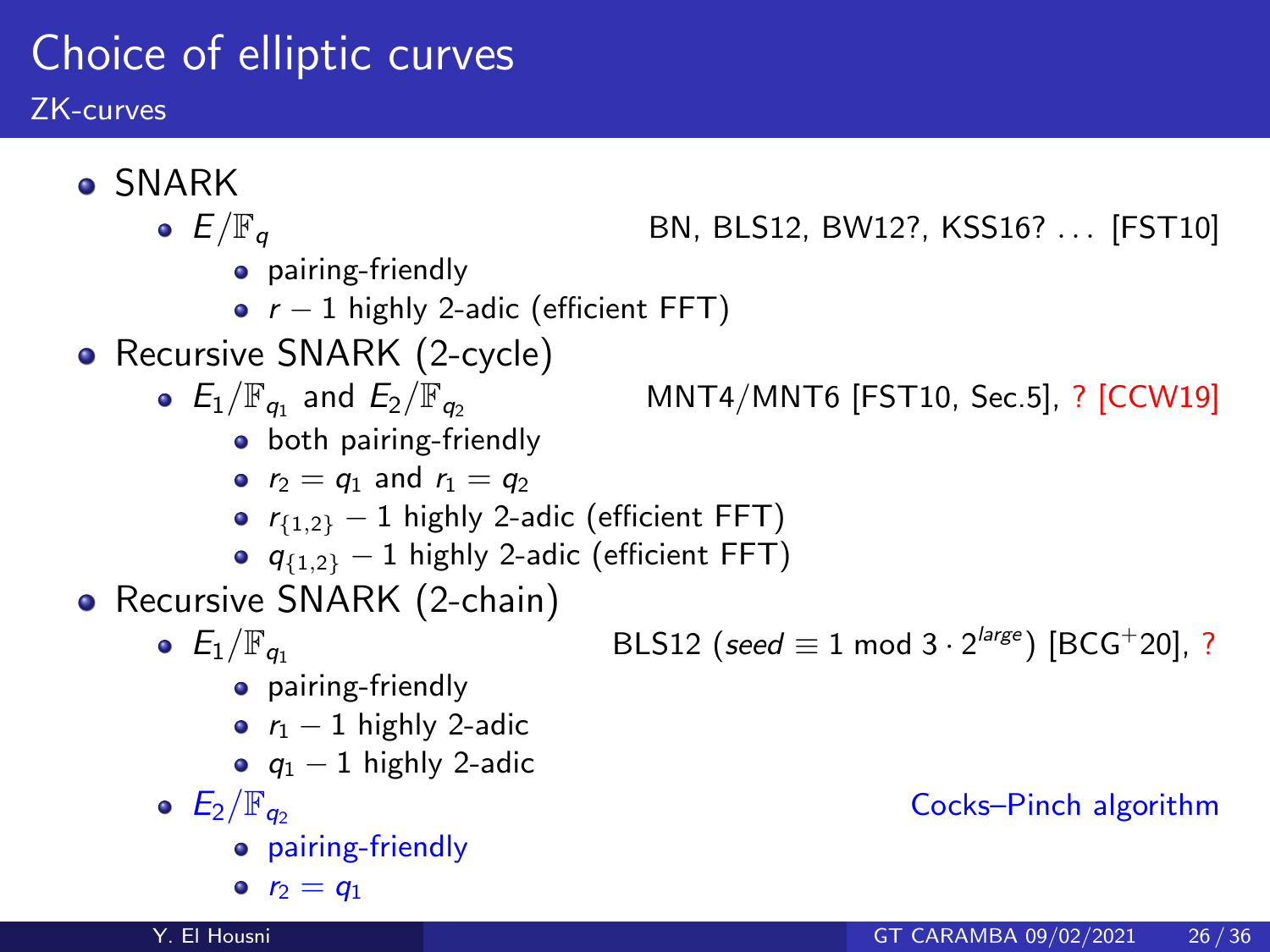# Choice of elliptic curves

## ZK-curves

- SNARK
  - $E/\mathbb{F}_q$ — BN, BLS12, BW12?, KSS16? ... [FST10]
    - pairing-friendly
    - $r-1$ highly 2-adic (efficient FFT)
- Recursive SNARK (2-cycle)
  - $E_1/\mathbb{F}_{q_1}$ and $E_2/\mathbb{F}_{q_2}$ — MNT4/MNT6 [FST10, Sec.5], ? [CCW19]
    - both pairing-friendly
    - $r_2 = q_1$ and $r_1 = q_2$
    - $r_{\{1,2\}} - 1$ highly 2-adic (efficient FFT)
    - $q_{\{1,2\}} - 1$ highly 2-adic (efficient FFT)
- Recursive SNARK (2-chain)
  - $E_1/\mathbb{F}_{q_1}$ — BLS12 (*seed* $\equiv 1 \bmod 3 \cdot 2^{large}$) [BCG+20], ?
    - pairing-friendly
    - $r_1 - 1$ highly 2-adic
    - $q_1 - 1$ highly 2-adic
  - $E_2/\mathbb{F}_{q_2}$ — Cocks–Pinch algorithm
    - pairing-friendly
    - $r_2 = q_1$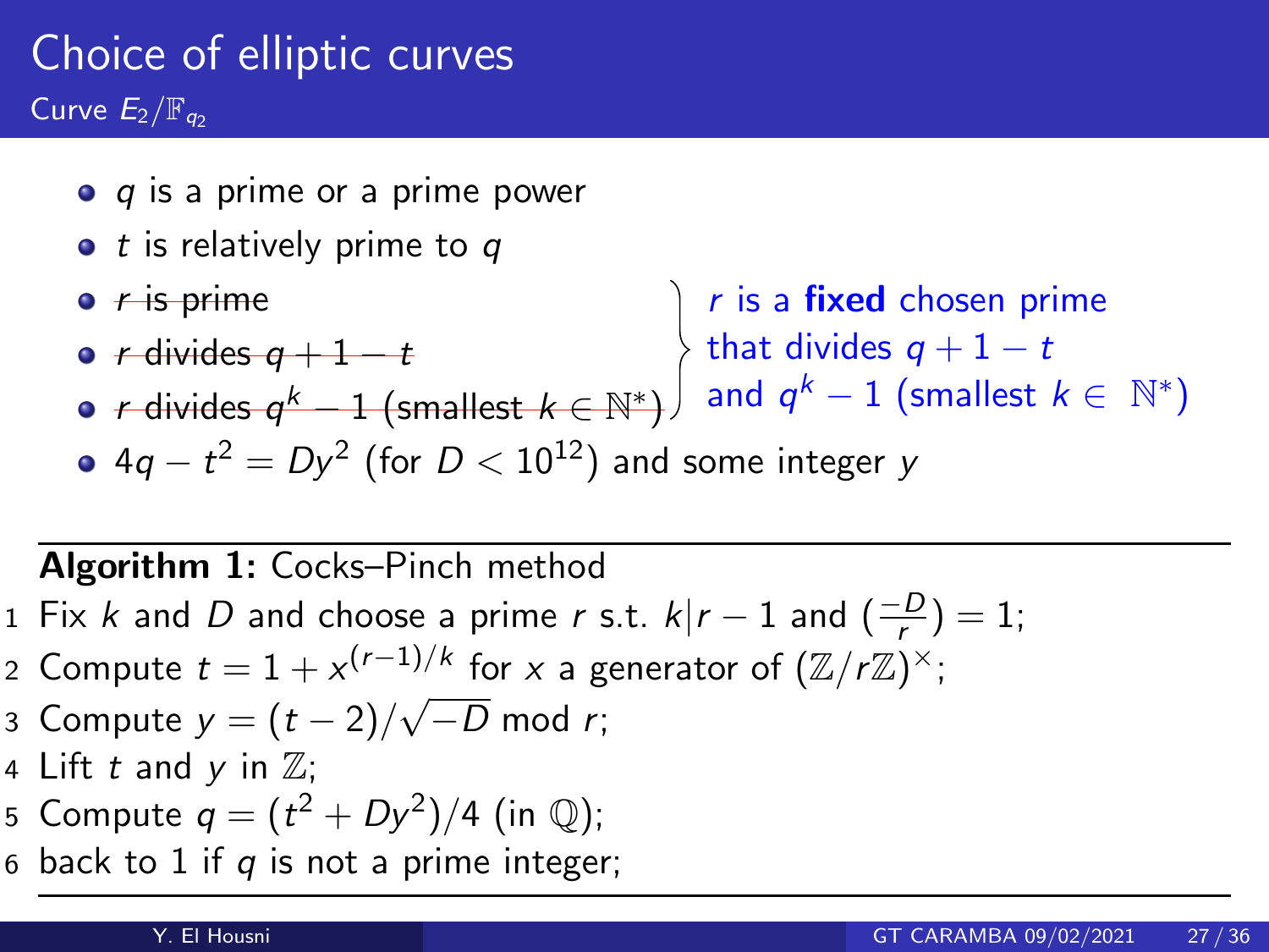# Choice of elliptic curves

## Curve $E_2/\mathbb{F}_{q_2}$

- $q$ is a prime or a prime power
- $t$ is relatively prime to $q$
- ~~$r$ is prime~~
- ~~$r$ divides $q+1-t$~~
- ~~$r$ divides $q^k - 1$ (smallest $k \in \mathbb{N}^*$)~~
- $4q - t^2 = Dy^2$ (for $D < 10^{12}$) and some integer $y$

$r$ is a **fixed** chosen prime that divides $q+1-t$ and $q^k - 1$ (smallest $k \in \mathbb{N}^*$)

---

**Algorithm 1:** Cocks–Pinch method

1. Fix $k$ and $D$ and choose a prime $r$ s.t. $k | r-1$ and $(\frac{-D}{r}) = 1$;
2. Compute $t = 1 + x^{(r-1)/k}$ for $x$ a generator of $(\mathbb{Z}/r\mathbb{Z})^\times$;
3. Compute $y = (t-2)/\sqrt{-D} \bmod r$;
4. Lift $t$ and $y$ in $\mathbb{Z}$;
5. Compute $q = (t^2 + Dy^2)/4$ (in $\mathbb{Q}$);
6. back to 1 if $q$ is not a prime integer;

---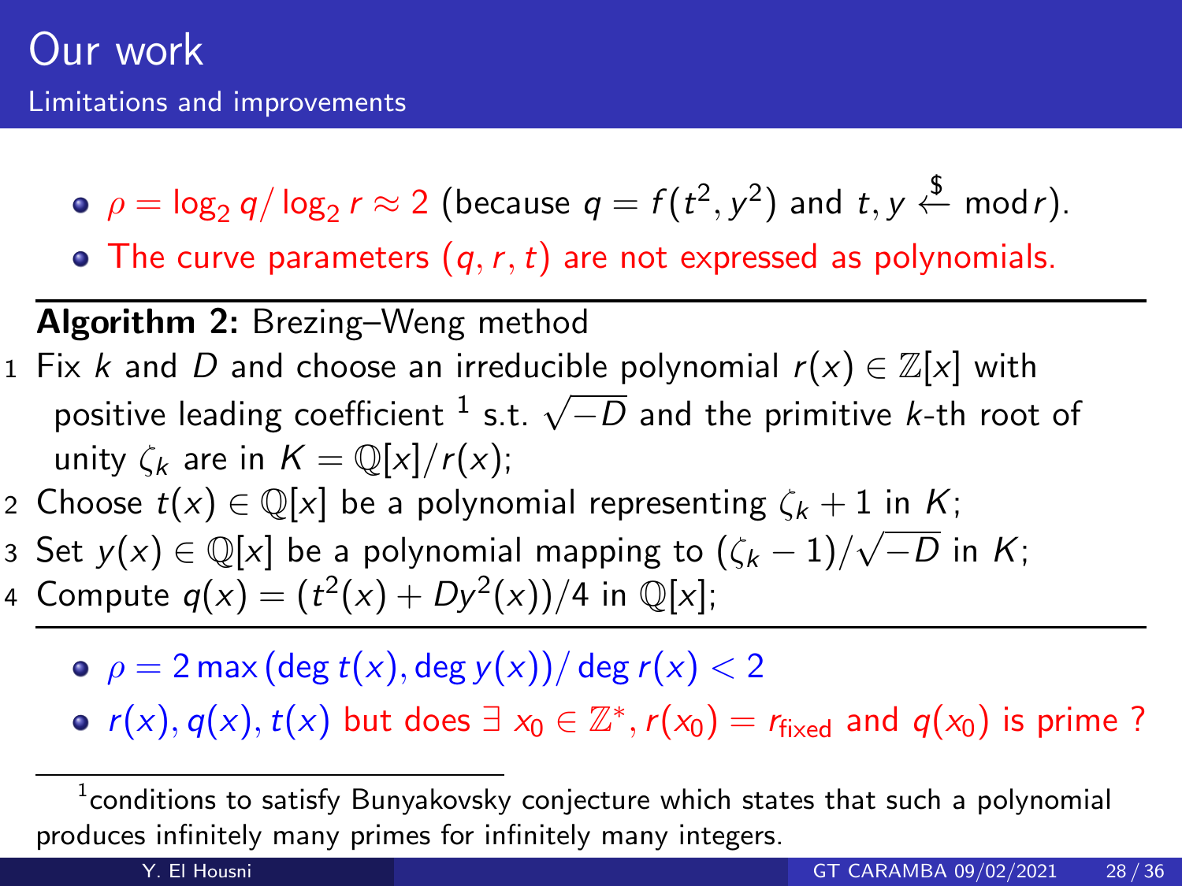# Our work

## Limitations and improvements

- $\rho = \log_2 q / \log_2 r \approx 2$ (because $q = f(t^2, y^2)$ and $t, y \xleftarrow{\$} \bmod r$).
- The curve parameters $(q, r, t)$ are not expressed as polynomials.

---

**Algorithm 2:** Brezing–Weng method

1. Fix $k$ and $D$ and choose an irreducible polynomial $r(x) \in \mathbb{Z}[x]$ with positive leading coefficient [1] s.t. $\sqrt{-D}$ and the primitive $k$-th root of unity $\zeta_k$ are in $K = \mathbb{Q}[x]/r(x)$;
2. Choose $t(x) \in \mathbb{Q}[x]$ be a polynomial representing $\zeta_k + 1$ in $K$;
3. Set $y(x) \in \mathbb{Q}[x]$ be a polynomial mapping to $(\zeta_k - 1)/\sqrt{-D}$ in $K$;
4. Compute $q(x) = (t^2(x) + Dy^2(x))/4$ in $\mathbb{Q}[x]$;

---

- $\rho = 2 \max(\deg t(x), \deg y(x)) / \deg r(x) < 2$
- $r(x), q(x), t(x)$ but does $\exists\ x_0 \in \mathbb{Z}^*, r(x_0) = r_{\text{fixed}}$ and $q(x_0)$ is prime ?

---

[1] conditions to satisfy Bunyakovsky conjecture which states that such a polynomial produces infinitely many primes for infinitely many integers.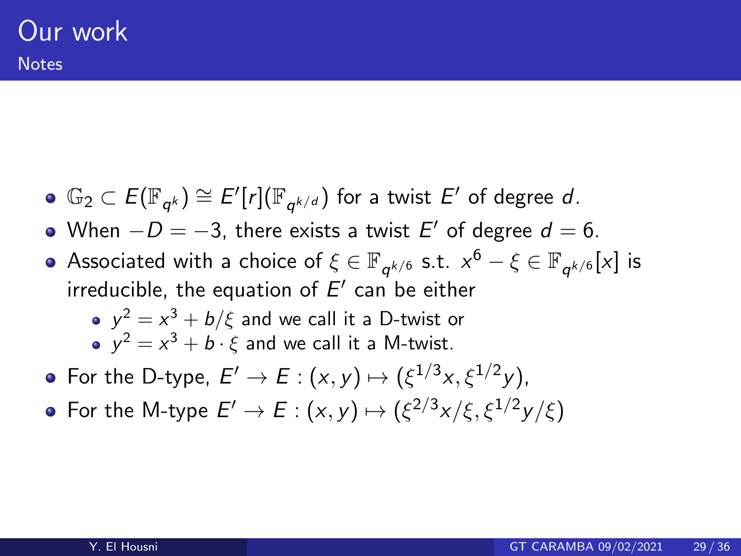# Our work

## Notes

- $\mathbb{G}_2 \subset E(\mathbb{F}_{q^k}) \cong E'[r](\mathbb{F}_{q^{k/d}})$ for a twist $E'$ of degree $d$.
- When $-D = -3$, there exists a twist $E'$ of degree $d = 6$.
- Associated with a choice of $\xi \in \mathbb{F}_{q^{k/6}}$ s.t. $x^6 - \xi \in \mathbb{F}_{q^{k/6}}[x]$ is irreducible, the equation of $E'$ can be either
  - $y^2 = x^3 + b/\xi$ and we call it a D-twist or
  - $y^2 = x^3 + b \cdot \xi$ and we call it a M-twist.
- For the D-type, $E' \to E : (x, y) \mapsto (\xi^{1/3}x, \xi^{1/2}y)$,
- For the M-type $E' \to E : (x, y) \mapsto (\xi^{2/3}x/\xi, \xi^{1/2}y/\xi)$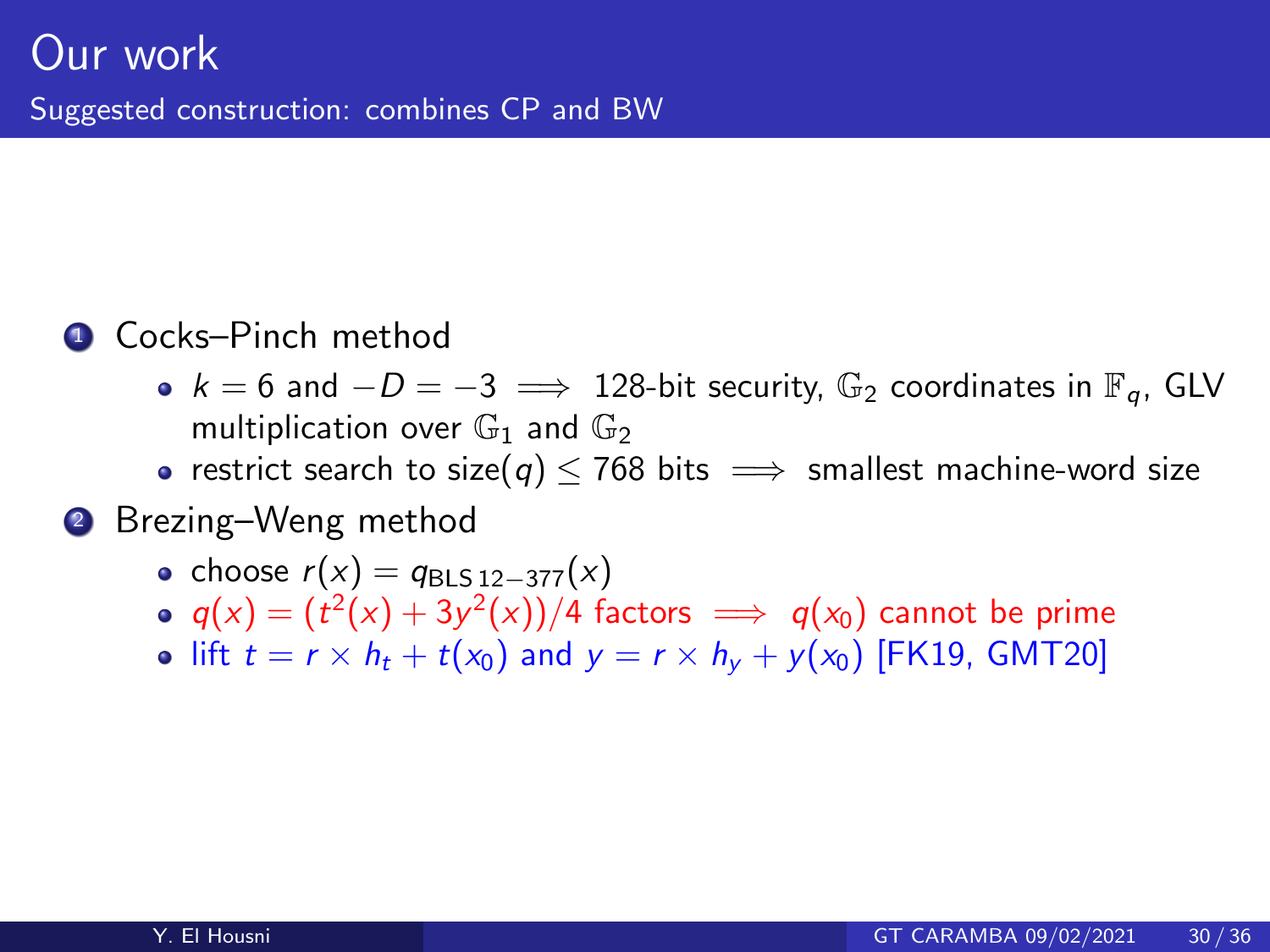# Our work

## Suggested construction: combines CP and BW

1. Cocks–Pinch method
   - $k = 6$ and $-D = -3 \implies$ 128-bit security, $\mathbb{G}_2$ coordinates in $\mathbb{F}_q$, GLV multiplication over $\mathbb{G}_1$ and $\mathbb{G}_2$
   - restrict search to size$(q) \leq 768$ bits $\implies$ smallest machine-word size
2. Brezing–Weng method
   - choose $r(x) = q_{\text{BLS}\,12-377}(x)$
   - $q(x) = (t^2(x) + 3y^2(x))/4$ factors $\implies$ $q(x_0)$ cannot be prime
   - lift $t = r \times h_t + t(x_0)$ and $y = r \times h_y + y(x_0)$ [FK19, GMT20]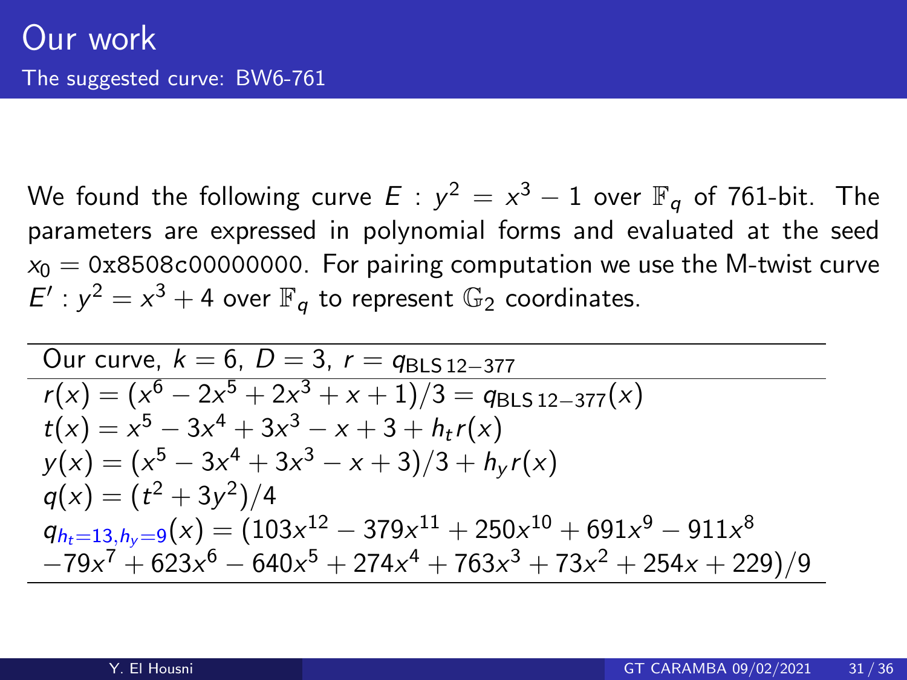# Our work

## The suggested curve: BW6-761

We found the following curve $E : y^2 = x^3 - 1$ over $\mathbb{F}_q$ of 761-bit. The parameters are expressed in polynomial forms and evaluated at the seed $x_0 = \texttt{0x8508c00000000}$. For pairing computation we use the M-twist curve $E' : y^2 = x^3 + 4$ over $\mathbb{F}_q$ to represent $\mathbb{G}_2$ coordinates.

| Our curve, $k = 6$, $D = 3$, $r = q_{\mathrm{BLS\,12-377}}$ |
|---|
| $r(x) = (x^6 - 2x^5 + 2x^3 + x + 1)/3 = q_{\mathrm{BLS\,12-377}}(x)$ <br> $t(x) = x^5 - 3x^4 + 3x^3 - x + 3 + h_t r(x)$ <br> $y(x) = (x^5 - 3x^4 + 3x^3 - x + 3)/3 + h_y r(x)$ <br> $q(x) = (t^2 + 3y^2)/4$ <br> $q_{h_t=13,h_y=9}(x) = (103x^{12} - 379x^{11} + 250x^{10} + 691x^9 - 911x^8$ <br> $-79x^7 + 623x^6 - 640x^5 + 274x^4 + 763x^3 + 73x^2 + 254x + 229)/9$ |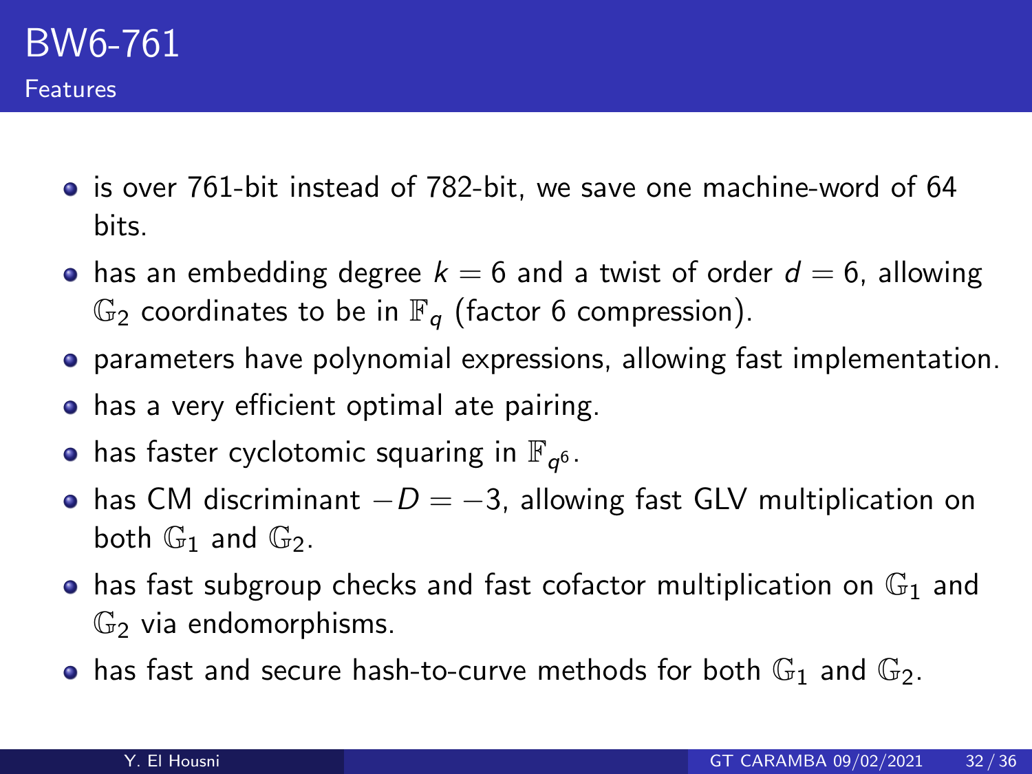# BW6-761

## Features

- is over 761-bit instead of 782-bit, we save one machine-word of 64 bits.
- has an embedding degree $k = 6$ and a twist of order $d = 6$, allowing $\mathbb{G}_2$ coordinates to be in $\mathbb{F}_q$ (factor 6 compression).
- parameters have polynomial expressions, allowing fast implementation.
- has a very efficient optimal ate pairing.
- has faster cyclotomic squaring in $\mathbb{F}_{q^6}$.
- has CM discriminant $-D = -3$, allowing fast GLV multiplication on both $\mathbb{G}_1$ and $\mathbb{G}_2$.
- has fast subgroup checks and fast cofactor multiplication on $\mathbb{G}_1$ and $\mathbb{G}_2$ via endomorphisms.
- has fast and secure hash-to-curve methods for both $\mathbb{G}_1$ and $\mathbb{G}_2$.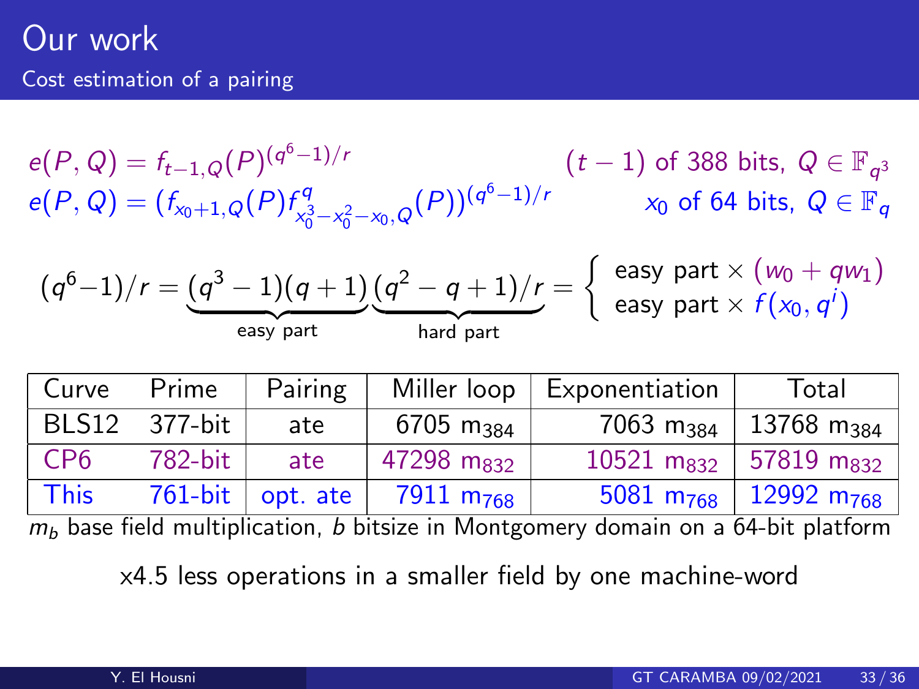# Our work

## Cost estimation of a pairing

$$e(P, Q) = f_{t-1,Q}(P)^{(q^6-1)/r} \qquad (t-1) \text{ of 388 bits, } Q \in \mathbb{F}_{q^3}$$

$$e(P, Q) = (f_{x_0+1,Q}(P) f^q_{x_0^3-x_0^2-x_0,Q}(P))^{(q^6-1)/r} \qquad x_0 \text{ of 64 bits, } Q \in \mathbb{F}_q$$

$$(q^6-1)/r = \underbrace{(q^3-1)(q+1)}_{\text{easy part}} \underbrace{(q^2-q+1)/r}_{\text{hard part}} = \begin{cases} \text{easy part} \times (w_0 + q w_1) \\ \text{easy part} \times f(x_0, q^i) \end{cases}$$

| Curve | Prime | Pairing | Miller loop | Exponentiation | Total |
|---|---|---|---|---|---|
| BLS12 | 377-bit | ate | 6705 $m_{384}$ | 7063 $m_{384}$ | 13768 $m_{384}$ |
| CP6 | 782-bit | ate | 47298 $m_{832}$ | 10521 $m_{832}$ | 57819 $m_{832}$ |
| This | 761-bit | opt. ate | 7911 $m_{768}$ | 5081 $m_{768}$ | 12992 $m_{768}$ |

$m_b$ base field multiplication, $b$ bitsize in Montgomery domain on a 64-bit platform

x4.5 less operations in a smaller field by one machine-word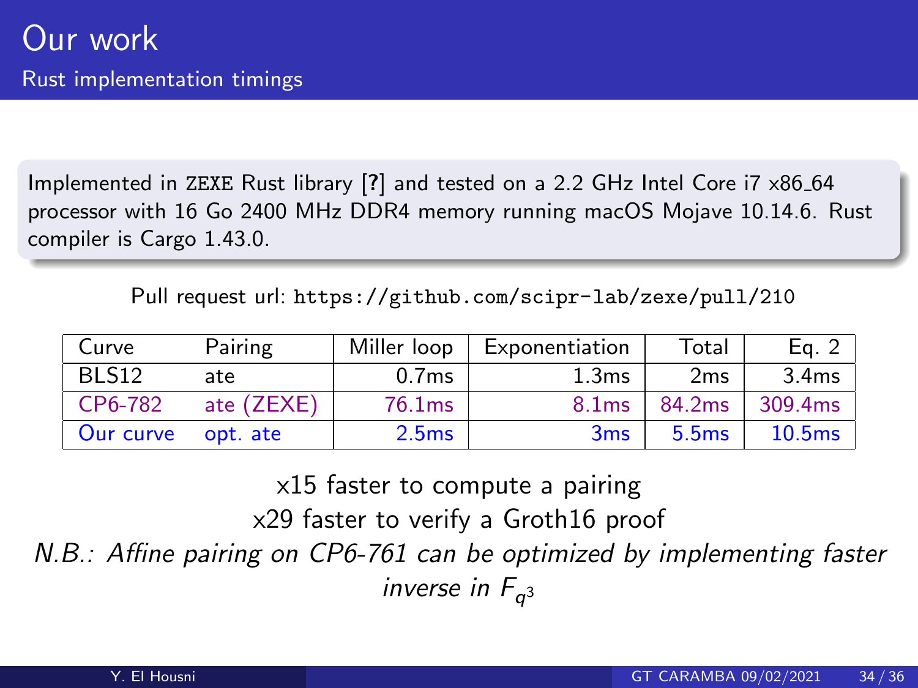# Our work

## Rust implementation timings

Implemented in ZEXE Rust library [?] and tested on a 2.2 GHz Intel Core i7 x86_64 processor with 16 Go 2400 MHz DDR4 memory running macOS Mojave 10.14.6. Rust compiler is Cargo 1.43.0.

Pull request url: `https://github.com/scipr-lab/zexe/pull/210`

| Curve | Pairing | Miller loop | Exponentiation | Total | Eq. 2 |
|---|---|---|---|---|---|
| BLS12 | ate | 0.7ms | 1.3ms | 2ms | 3.4ms |
| CP6-782 | ate (ZEXE) | 76.1ms | 8.1ms | 84.2ms | 309.4ms |
| Our curve | opt. ate | 2.5ms | 3ms | 5.5ms | 10.5ms |

x15 faster to compute a pairing

x29 faster to verify a Groth16 proof

*N.B.: Affine pairing on CP6-761 can be optimized by implementing faster inverse in $F_{q^3}$*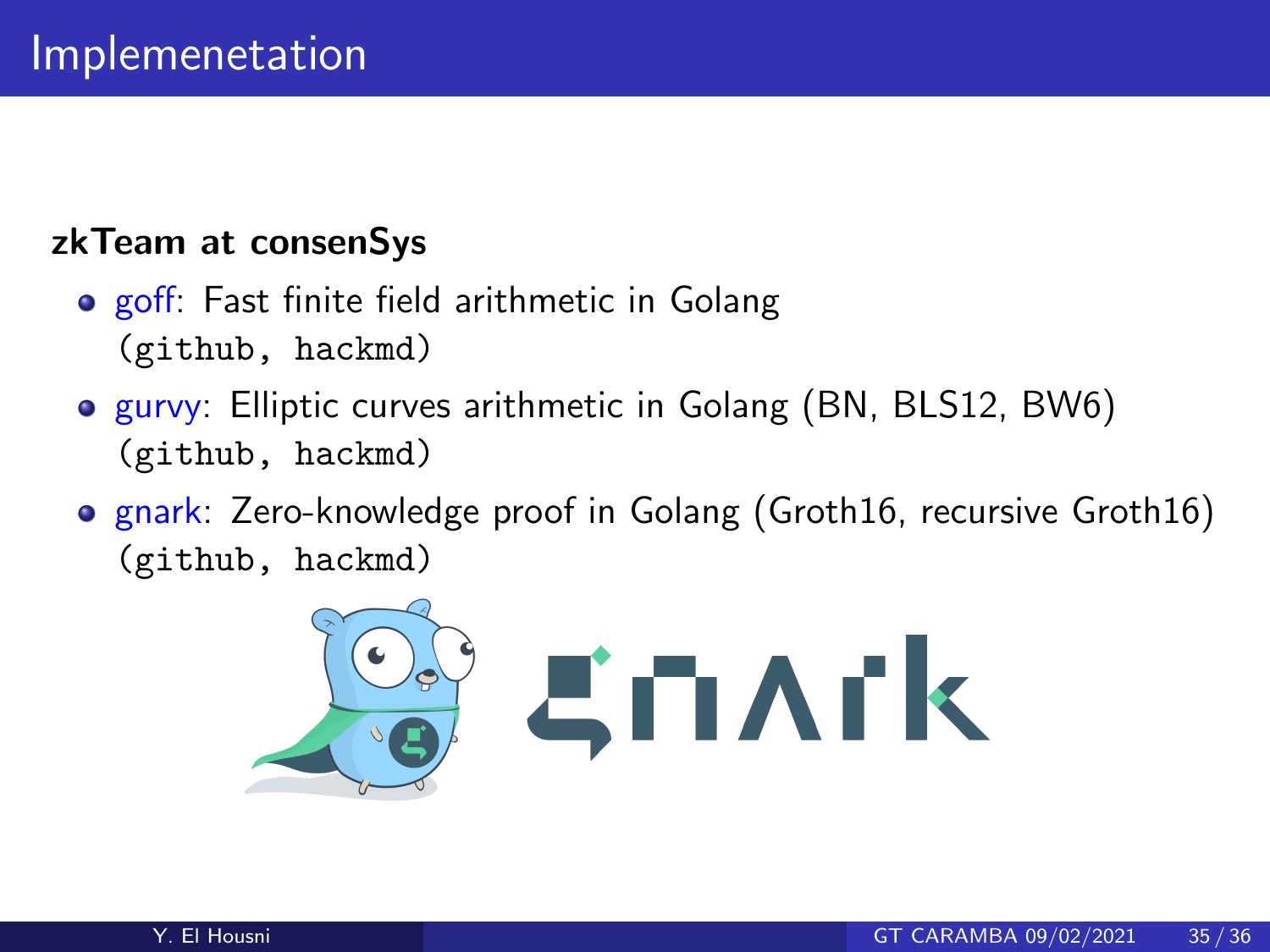# Implemenetation

**zkTeam at consenSys**

- goff: Fast finite field arithmetic in Golang
  `(github, hackmd)`
- gurvy: Elliptic curves arithmetic in Golang (BN, BLS12, BW6)
  `(github, hackmd)`
- gnark: Zero-knowledge proof in Golang (Groth16, recursive Groth16)
  `(github, hackmd)`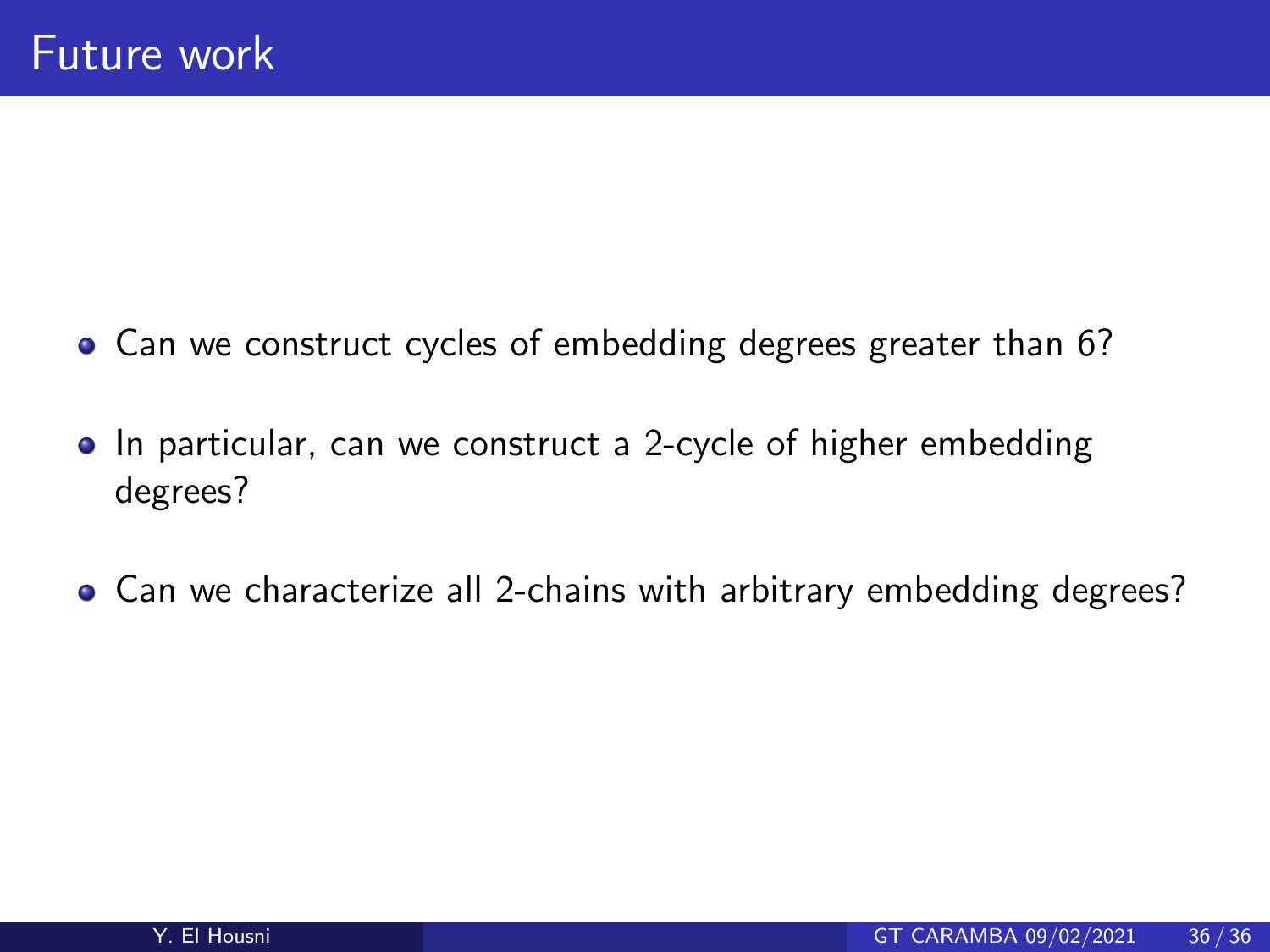# Future work

- Can we construct cycles of embedding degrees greater than 6?
- In particular, can we construct a 2-cycle of higher embedding degrees?
- Can we characterize all 2-chains with arbitrary embedding degrees?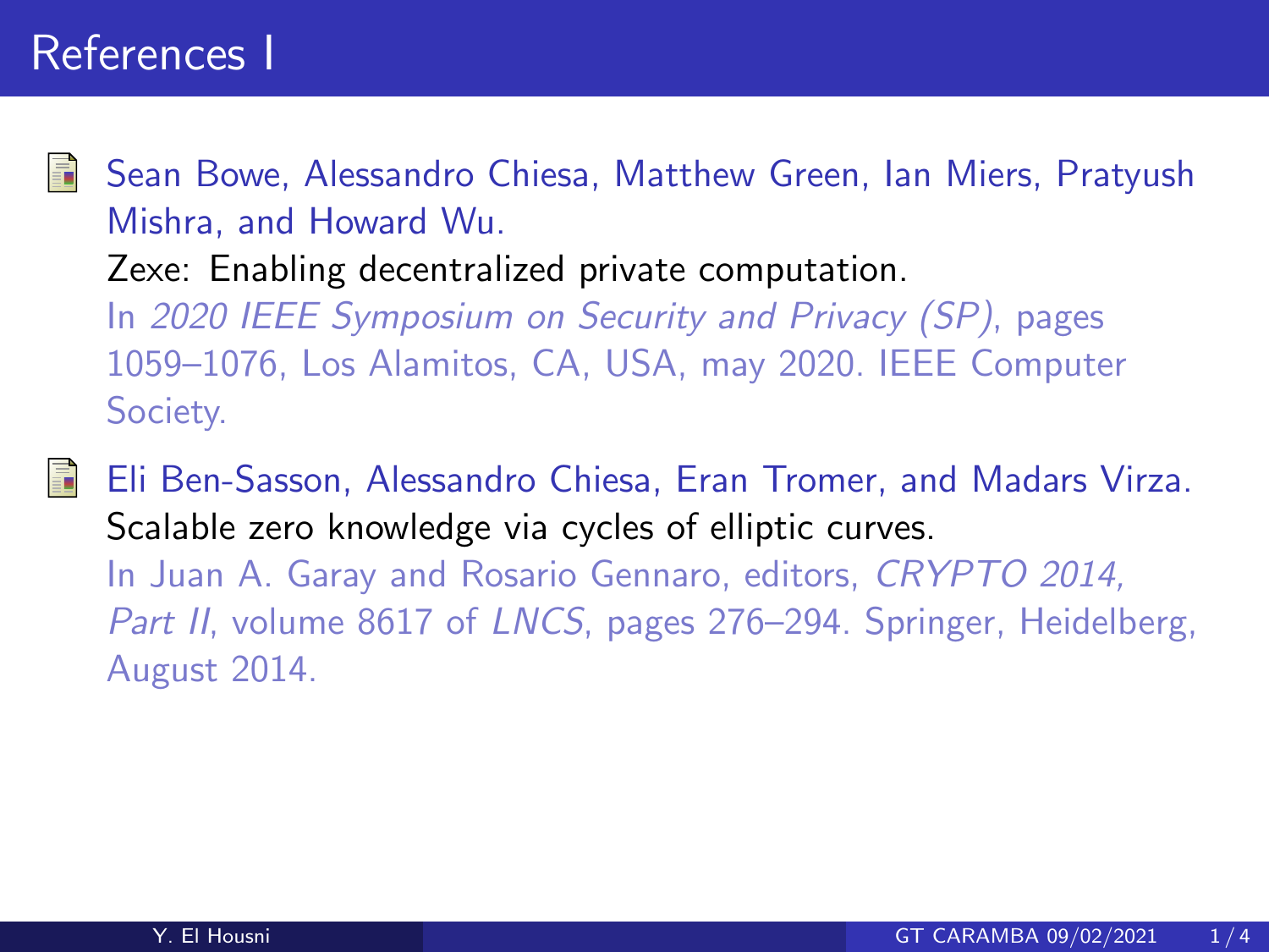# References I

- Sean Bowe, Alessandro Chiesa, Matthew Green, Ian Miers, Pratyush Mishra, and Howard Wu.
  Zexe: Enabling decentralized private computation.
  In *2020 IEEE Symposium on Security and Privacy (SP)*, pages 1059–1076, Los Alamitos, CA, USA, may 2020. IEEE Computer Society.

- Eli Ben-Sasson, Alessandro Chiesa, Eran Tromer, and Madars Virza.
  Scalable zero knowledge via cycles of elliptic curves.
  In Juan A. Garay and Rosario Gennaro, editors, *CRYPTO 2014, Part II*, volume 8617 of *LNCS*, pages 276–294. Springer, Heidelberg, August 2014.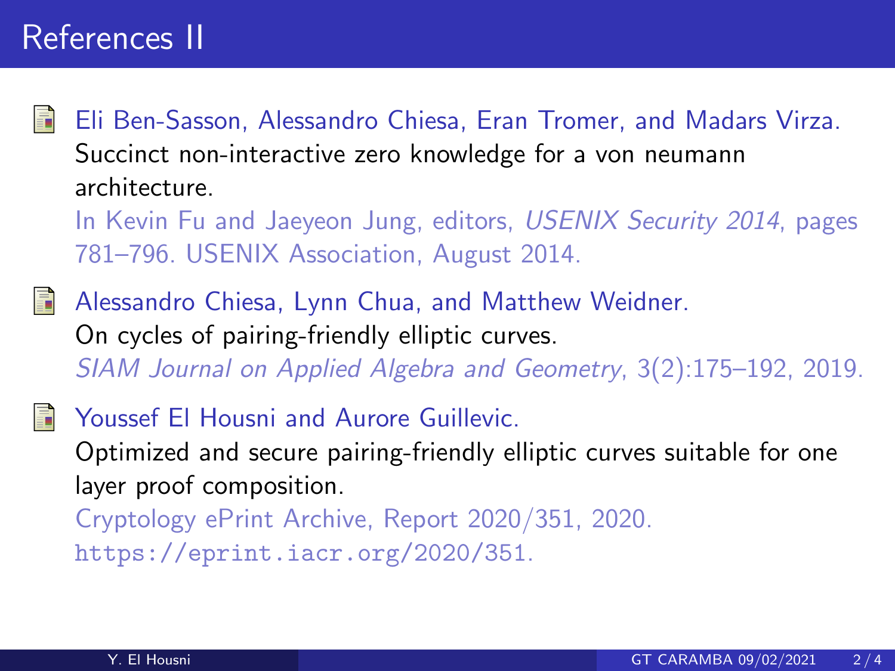# References II

- Eli Ben-Sasson, Alessandro Chiesa, Eran Tromer, and Madars Virza.
  Succinct non-interactive zero knowledge for a von neumann architecture.
  In Kevin Fu and Jaeyeon Jung, editors, *USENIX Security 2014*, pages 781–796. USENIX Association, August 2014.

- Alessandro Chiesa, Lynn Chua, and Matthew Weidner.
  On cycles of pairing-friendly elliptic curves.
  *SIAM Journal on Applied Algebra and Geometry*, 3(2):175–192, 2019.

- Youssef El Housni and Aurore Guillevic.
  Optimized and secure pairing-friendly elliptic curves suitable for one layer proof composition.
  Cryptology ePrint Archive, Report 2020/351, 2020.
  `https://eprint.iacr.org/2020/351`.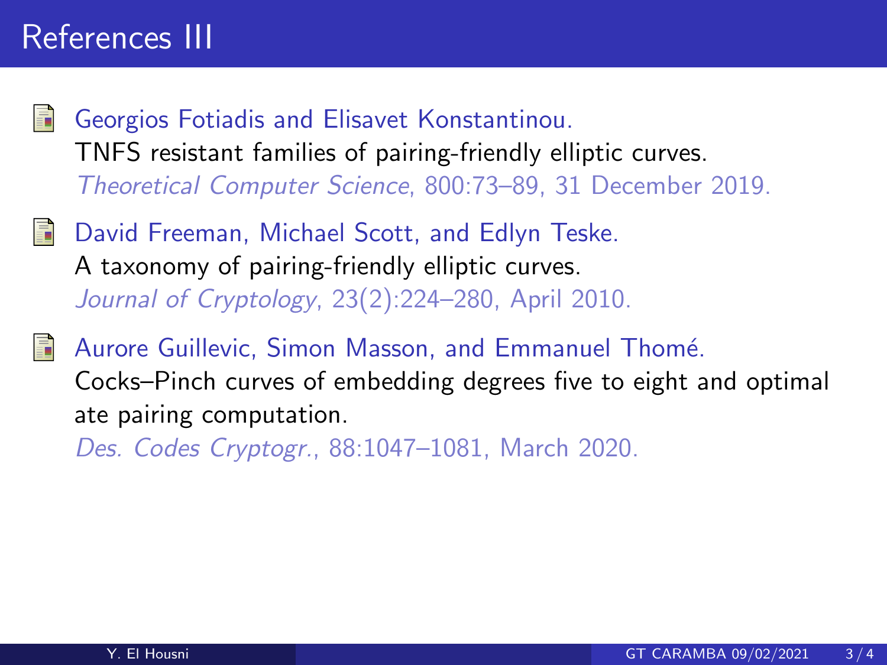# References III

- Georgios Fotiadis and Elisavet Konstantinou.
  TNFS resistant families of pairing-friendly elliptic curves.
  *Theoretical Computer Science*, 800:73–89, 31 December 2019.

- David Freeman, Michael Scott, and Edlyn Teske.
  A taxonomy of pairing-friendly elliptic curves.
  *Journal of Cryptology*, 23(2):224–280, April 2010.

- Aurore Guillevic, Simon Masson, and Emmanuel Thomé.
  Cocks–Pinch curves of embedding degrees five to eight and optimal ate pairing computation.
  *Des. Codes Cryptogr.*, 88:1047–1081, March 2020.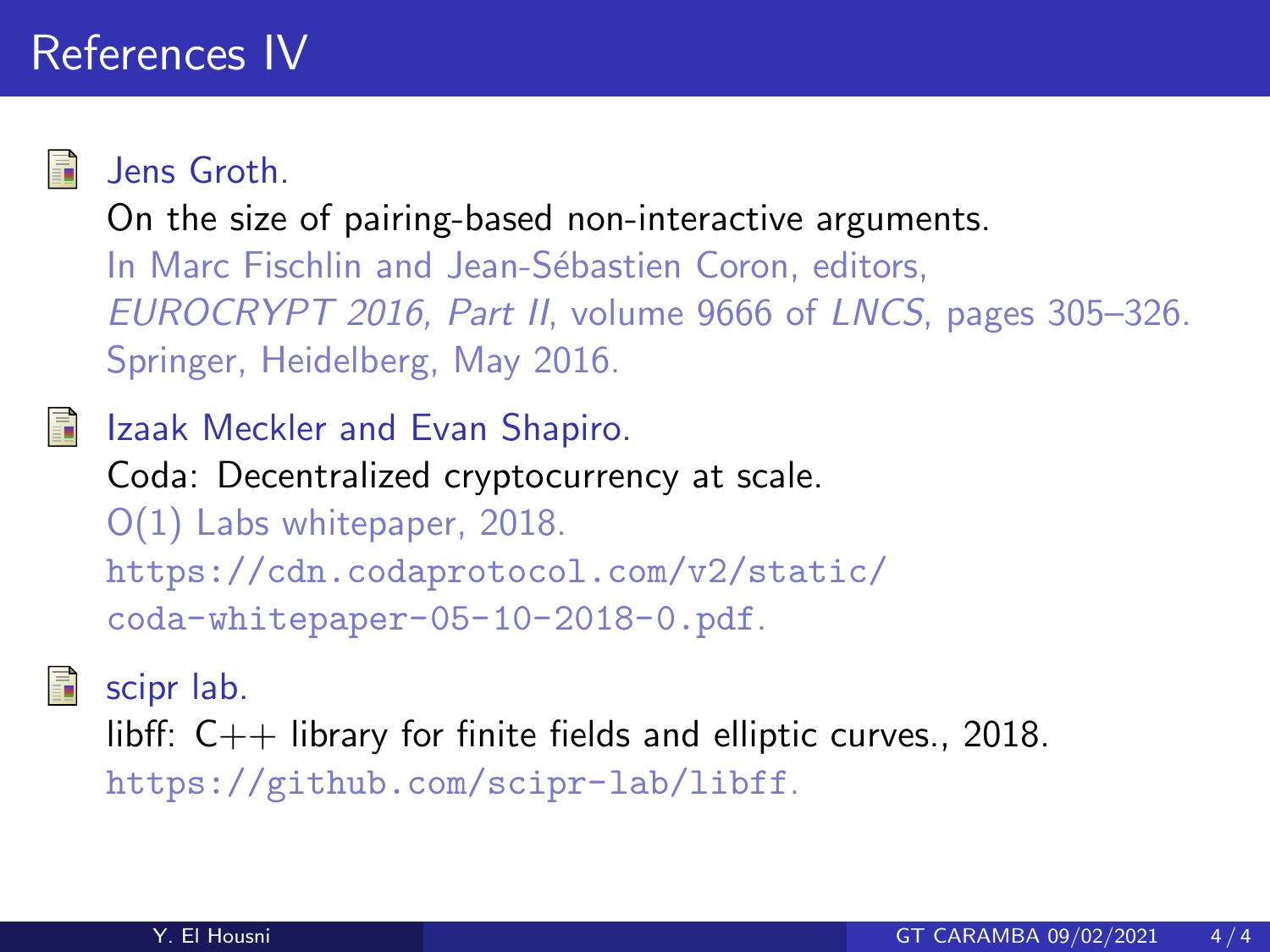# References IV

Jens Groth.
On the size of pairing-based non-interactive arguments.
In Marc Fischlin and Jean-Sébastien Coron, editors, *EUROCRYPT 2016, Part II*, volume 9666 of *LNCS*, pages 305–326. Springer, Heidelberg, May 2016.

Izaak Meckler and Evan Shapiro.
Coda: Decentralized cryptocurrency at scale.
O(1) Labs whitepaper, 2018.
https://cdn.codaprotocol.com/v2/static/coda-whitepaper-05-10-2018-0.pdf.

scipr lab.
libff: C++ library for finite fields and elliptic curves., 2018.
https://github.com/scipr-lab/libff.